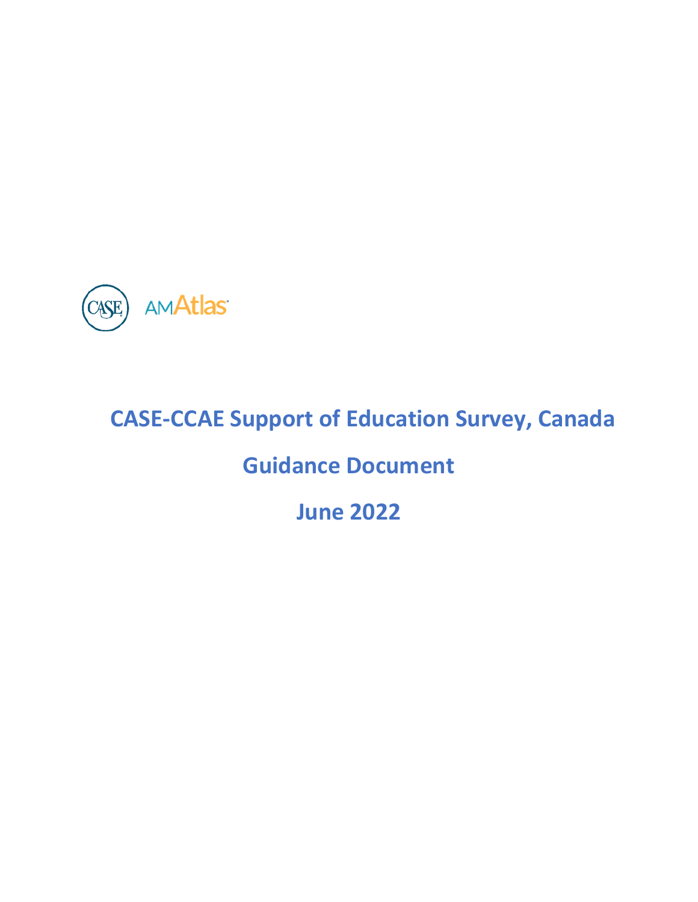# CASE-CCAE Support of Education Survey, Canada

## Guidance Document

## June 2022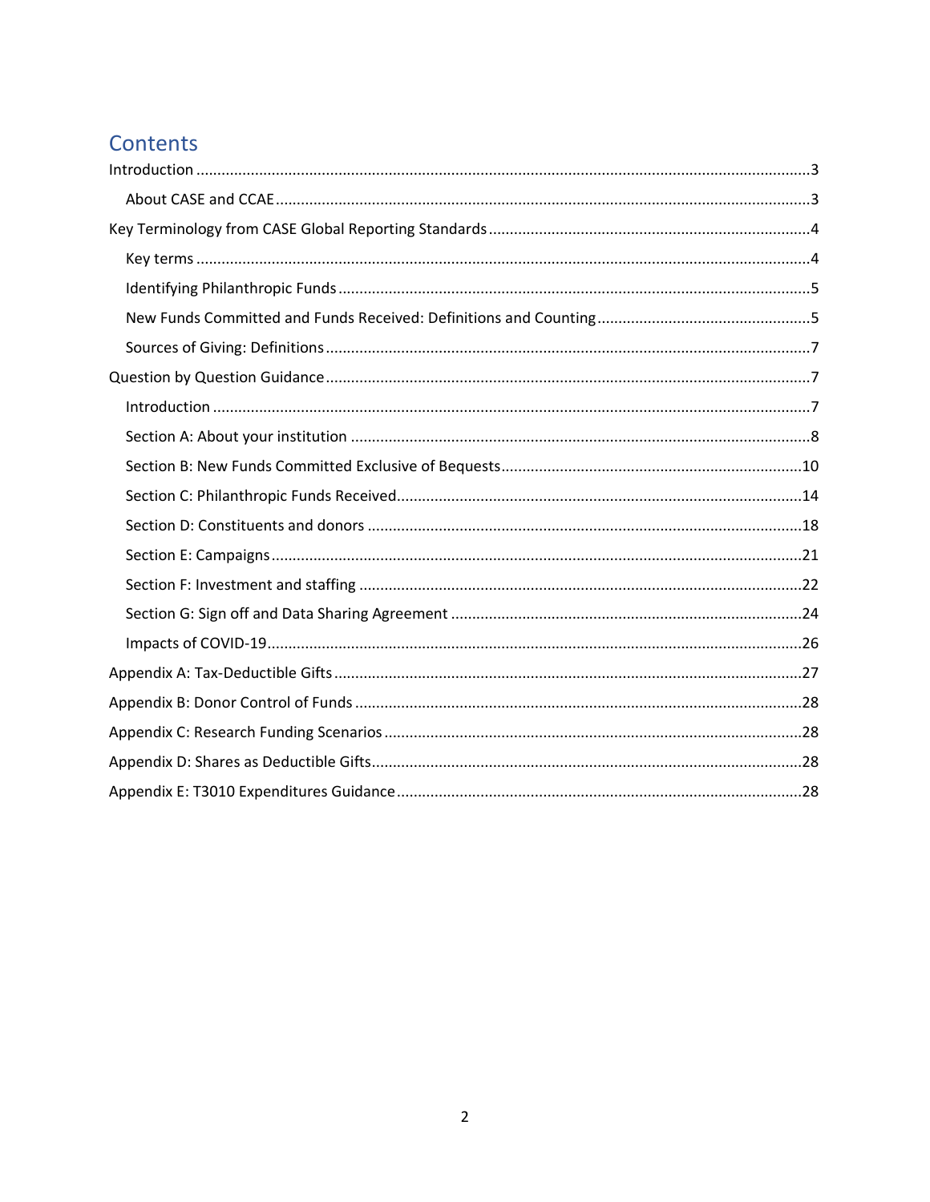# Contents

- Introduction ..... 3
  - About CASE and CCAE ..... 3
- Key Terminology from CASE Global Reporting Standards ..... 4
  - Key terms ..... 4
  - Identifying Philanthropic Funds ..... 5
  - New Funds Committed and Funds Received: Definitions and Counting ..... 5
  - Sources of Giving: Definitions ..... 7
- Question by Question Guidance ..... 7
  - Introduction ..... 7
  - Section A: About your institution ..... 8
  - Section B: New Funds Committed Exclusive of Bequests ..... 10
  - Section C: Philanthropic Funds Received ..... 14
  - Section D: Constituents and donors ..... 18
  - Section E: Campaigns ..... 21
  - Section F: Investment and staffing ..... 22
  - Section G: Sign off and Data Sharing Agreement ..... 24
  - Impacts of COVID-19 ..... 26
- Appendix A: Tax-Deductible Gifts ..... 27
- Appendix B: Donor Control of Funds ..... 28
- Appendix C: Research Funding Scenarios ..... 28
- Appendix D: Shares as Deductible Gifts ..... 28
- Appendix E: T3010 Expenditures Guidance ..... 28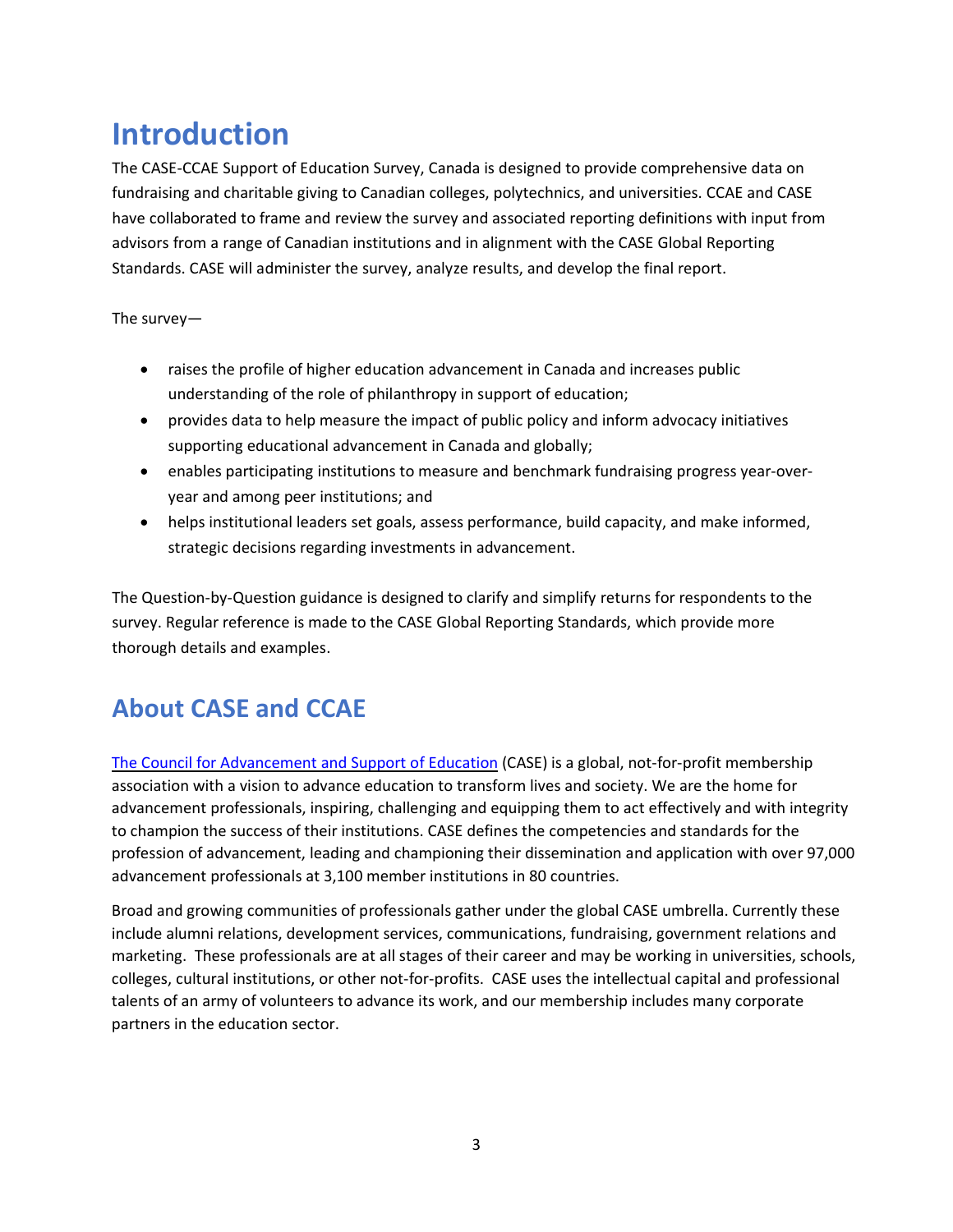# Introduction

The CASE-CCAE Support of Education Survey, Canada is designed to provide comprehensive data on fundraising and charitable giving to Canadian colleges, polytechnics, and universities. CCAE and CASE have collaborated to frame and review the survey and associated reporting definitions with input from advisors from a range of Canadian institutions and in alignment with the CASE Global Reporting Standards. CASE will administer the survey, analyze results, and develop the final report.

The survey—

- raises the profile of higher education advancement in Canada and increases public understanding of the role of philanthropy in support of education;
- provides data to help measure the impact of public policy and inform advocacy initiatives supporting educational advancement in Canada and globally;
- enables participating institutions to measure and benchmark fundraising progress year-over-year and among peer institutions; and
- helps institutional leaders set goals, assess performance, build capacity, and make informed, strategic decisions regarding investments in advancement.

The Question-by-Question guidance is designed to clarify and simplify returns for respondents to the survey. Regular reference is made to the CASE Global Reporting Standards, which provide more thorough details and examples.

## About CASE and CCAE

The Council for Advancement and Support of Education (CASE) is a global, not-for-profit membership association with a vision to advance education to transform lives and society. We are the home for advancement professionals, inspiring, challenging and equipping them to act effectively and with integrity to champion the success of their institutions. CASE defines the competencies and standards for the profession of advancement, leading and championing their dissemination and application with over 97,000 advancement professionals at 3,100 member institutions in 80 countries.

Broad and growing communities of professionals gather under the global CASE umbrella. Currently these include alumni relations, development services, communications, fundraising, government relations and marketing. These professionals are at all stages of their career and may be working in universities, schools, colleges, cultural institutions, or other not-for-profits. CASE uses the intellectual capital and professional talents of an army of volunteers to advance its work, and our membership includes many corporate partners in the education sector.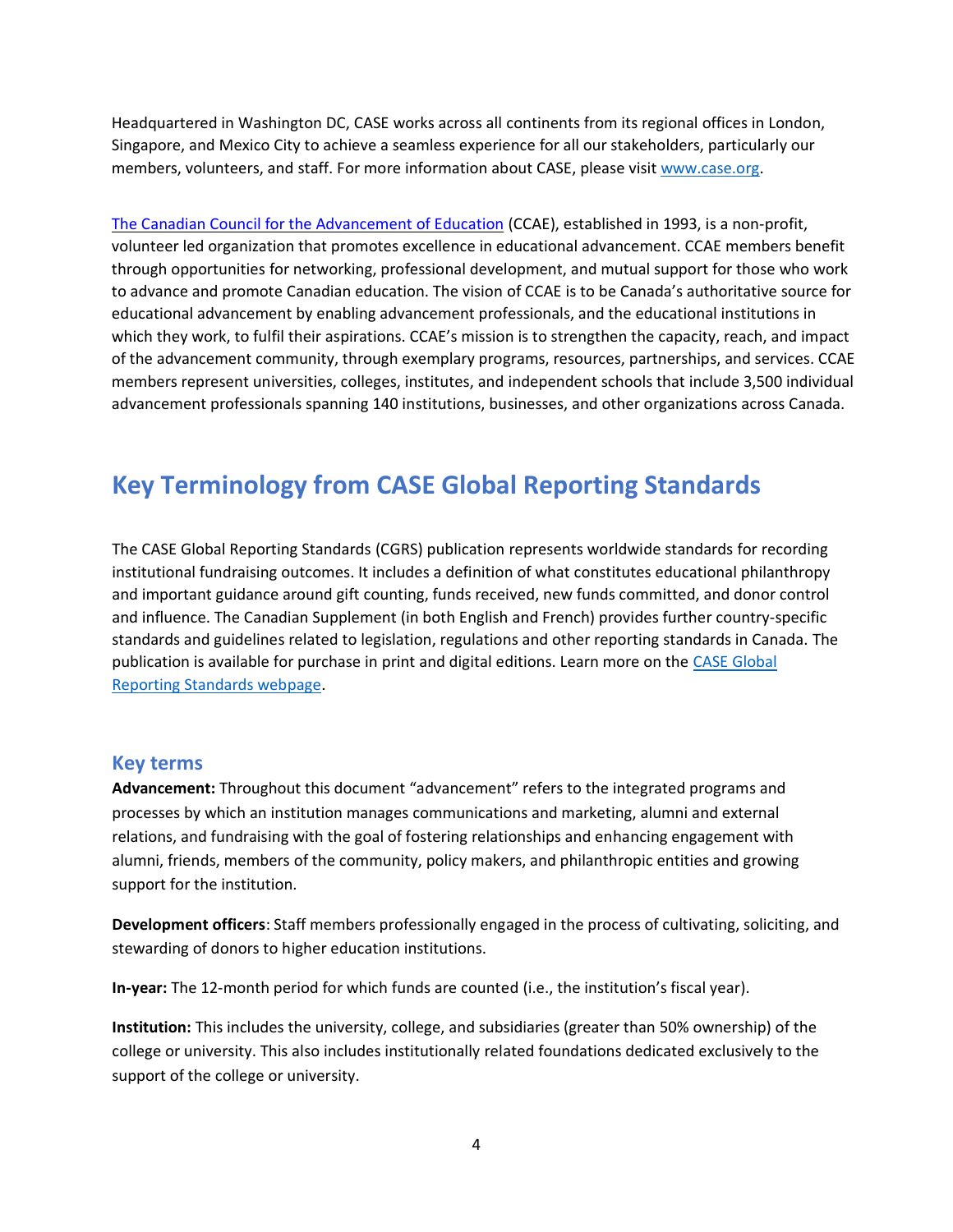Headquartered in Washington DC, CASE works across all continents from its regional offices in London, Singapore, and Mexico City to achieve a seamless experience for all our stakeholders, particularly our members, volunteers, and staff. For more information about CASE, please visit [www.case.org](www.case.org).

[The Canadian Council for the Advancement of Education](The Canadian Council for the Advancement of Education) (CCAE), established in 1993, is a non-profit, volunteer led organization that promotes excellence in educational advancement. CCAE members benefit through opportunities for networking, professional development, and mutual support for those who work to advance and promote Canadian education. The vision of CCAE is to be Canada's authoritative source for educational advancement by enabling advancement professionals, and the educational institutions in which they work, to fulfil their aspirations. CCAE's mission is to strengthen the capacity, reach, and impact of the advancement community, through exemplary programs, resources, partnerships, and services. CCAE members represent universities, colleges, institutes, and independent schools that include 3,500 individual advancement professionals spanning 140 institutions, businesses, and other organizations across Canada.

# Key Terminology from CASE Global Reporting Standards

The CASE Global Reporting Standards (CGRS) publication represents worldwide standards for recording institutional fundraising outcomes. It includes a definition of what constitutes educational philanthropy and important guidance around gift counting, funds received, new funds committed, and donor control and influence. The Canadian Supplement (in both English and French) provides further country-specific standards and guidelines related to legislation, regulations and other reporting standards in Canada. The publication is available for purchase in print and digital editions. Learn more on the CASE Global Reporting Standards webpage.

## Key terms

**Advancement:** Throughout this document "advancement" refers to the integrated programs and processes by which an institution manages communications and marketing, alumni and external relations, and fundraising with the goal of fostering relationships and enhancing engagement with alumni, friends, members of the community, policy makers, and philanthropic entities and growing support for the institution.

**Development officers**: Staff members professionally engaged in the process of cultivating, soliciting, and stewarding of donors to higher education institutions.

**In-year:** The 12-month period for which funds are counted (i.e., the institution's fiscal year).

**Institution:** This includes the university, college, and subsidiaries (greater than 50% ownership) of the college or university. This also includes institutionally related foundations dedicated exclusively to the support of the college or university.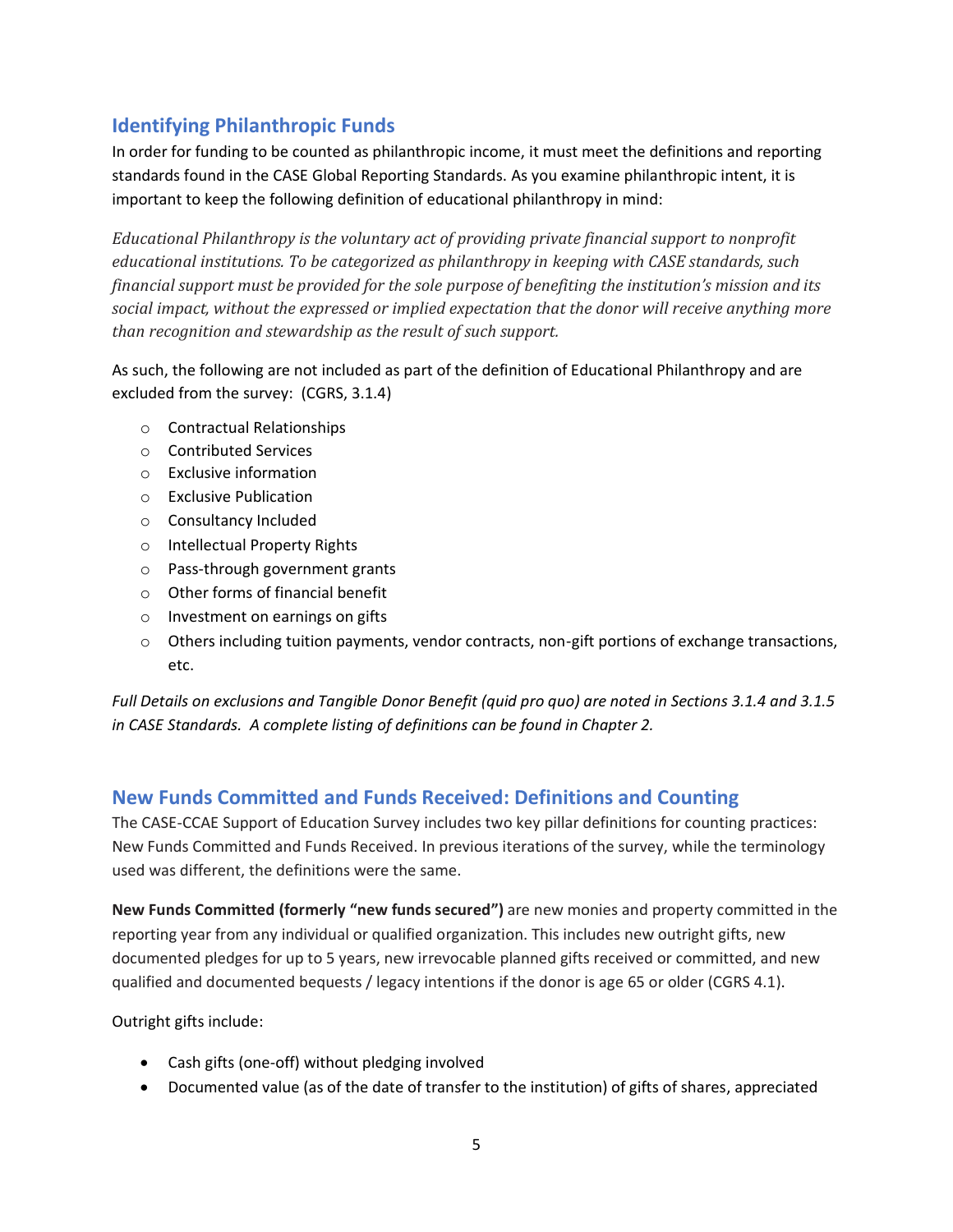## Identifying Philanthropic Funds

In order for funding to be counted as philanthropic income, it must meet the definitions and reporting standards found in the CASE Global Reporting Standards. As you examine philanthropic intent, it is important to keep the following definition of educational philanthropy in mind:

*Educational Philanthropy is the voluntary act of providing private financial support to nonprofit educational institutions. To be categorized as philanthropy in keeping with CASE standards, such financial support must be provided for the sole purpose of benefiting the institution's mission and its social impact, without the expressed or implied expectation that the donor will receive anything more than recognition and stewardship as the result of such support.*

As such, the following are not included as part of the definition of Educational Philanthropy and are excluded from the survey: (CGRS, 3.1.4)

- Contractual Relationships
- Contributed Services
- Exclusive information
- Exclusive Publication
- Consultancy Included
- Intellectual Property Rights
- Pass-through government grants
- Other forms of financial benefit
- Investment on earnings on gifts
- Others including tuition payments, vendor contracts, non-gift portions of exchange transactions, etc.

*Full Details on exclusions and Tangible Donor Benefit (quid pro quo) are noted in Sections 3.1.4 and 3.1.5 in CASE Standards. A complete listing of definitions can be found in Chapter 2.*

## New Funds Committed and Funds Received: Definitions and Counting

The CASE-CCAE Support of Education Survey includes two key pillar definitions for counting practices: New Funds Committed and Funds Received. In previous iterations of the survey, while the terminology used was different, the definitions were the same.

**New Funds Committed (formerly "new funds secured")** are new monies and property committed in the reporting year from any individual or qualified organization. This includes new outright gifts, new documented pledges for up to 5 years, new irrevocable planned gifts received or committed, and new qualified and documented bequests / legacy intentions if the donor is age 65 or older (CGRS 4.1).

Outright gifts include:

- Cash gifts (one-off) without pledging involved
- Documented value (as of the date of transfer to the institution) of gifts of shares, appreciated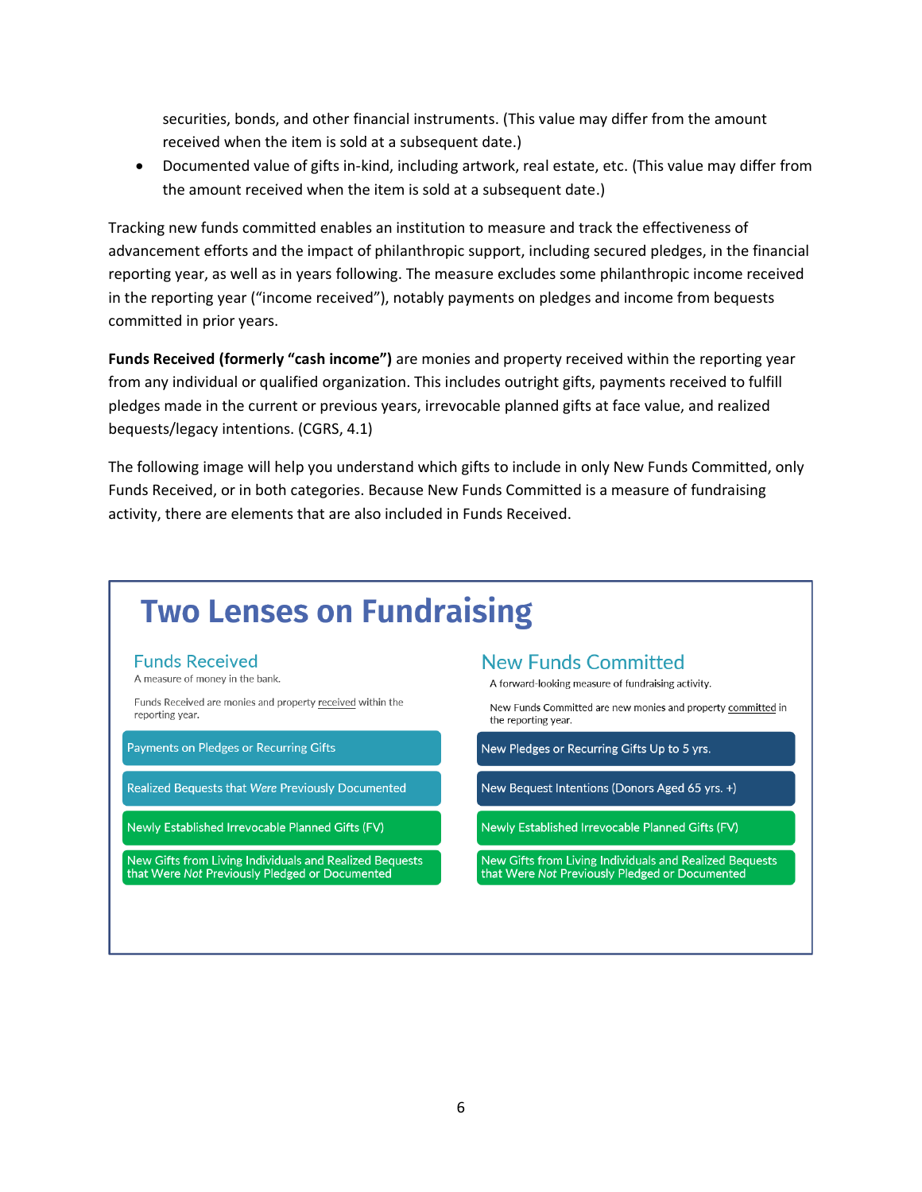securities, bonds, and other financial instruments. (This value may differ from the amount received when the item is sold at a subsequent date.)

- Documented value of gifts in-kind, including artwork, real estate, etc. (This value may differ from the amount received when the item is sold at a subsequent date.)

Tracking new funds committed enables an institution to measure and track the effectiveness of advancement efforts and the impact of philanthropic support, including secured pledges, in the financial reporting year, as well as in years following. The measure excludes some philanthropic income received in the reporting year ("income received"), notably payments on pledges and income from bequests committed in prior years.

**Funds Received (formerly "cash income")** are monies and property received within the reporting year from any individual or qualified organization. This includes outright gifts, payments received to fulfill pledges made in the current or previous years, irrevocable planned gifts at face value, and realized bequests/legacy intentions. (CGRS, 4.1)

The following image will help you understand which gifts to include in only New Funds Committed, only Funds Received, or in both categories. Because New Funds Committed is a measure of fundraising activity, there are elements that are also included in Funds Received.

## Two Lenses on Fundraising

| Funds Received | New Funds Committed |
|---|---|
| A measure of money in the bank. | A forward-looking measure of fundraising activity. |
| Funds Received are monies and property received within the reporting year. | New Funds Committed are new monies and property committed in the reporting year. |
| Payments on Pledges or Recurring Gifts | New Pledges or Recurring Gifts Up to 5 yrs. |
| Realized Bequests that *Were* Previously Documented | New Bequest Intentions (Donors Aged 65 yrs. +) |
| Newly Established Irrevocable Planned Gifts (FV) | Newly Established Irrevocable Planned Gifts (FV) |
| New Gifts from Living Individuals and Realized Bequests that Were *Not* Previously Pledged or Documented | New Gifts from Living Individuals and Realized Bequests that Were *Not* Previously Pledged or Documented |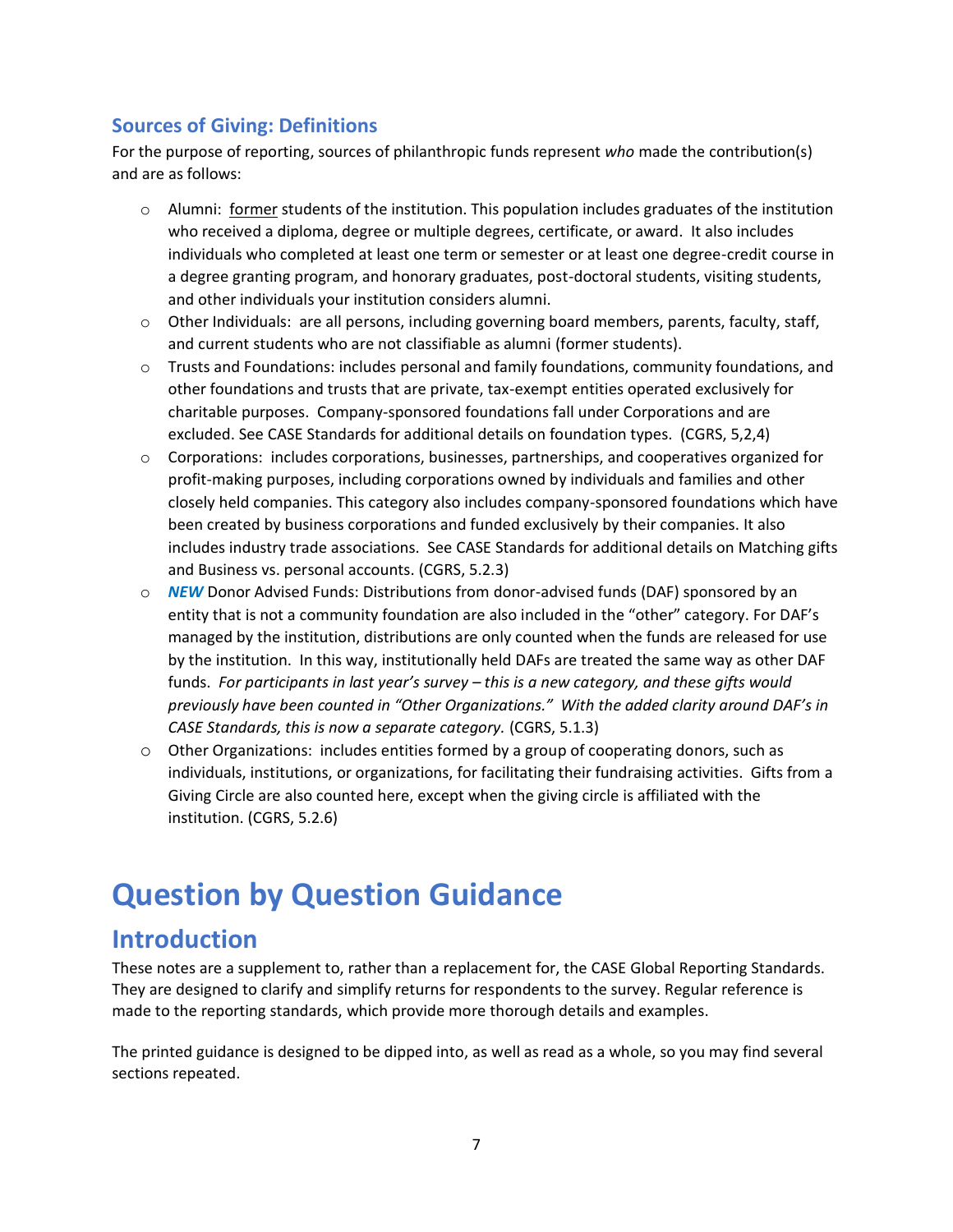## Sources of Giving: Definitions

For the purpose of reporting, sources of philanthropic funds represent *who* made the contribution(s) and are as follows:

- Alumni: former students of the institution. This population includes graduates of the institution who received a diploma, degree or multiple degrees, certificate, or award. It also includes individuals who completed at least one term or semester or at least one degree-credit course in a degree granting program, and honorary graduates, post-doctoral students, visiting students, and other individuals your institution considers alumni.
- Other Individuals: are all persons, including governing board members, parents, faculty, staff, and current students who are not classifiable as alumni (former students).
- Trusts and Foundations: includes personal and family foundations, community foundations, and other foundations and trusts that are private, tax-exempt entities operated exclusively for charitable purposes. Company-sponsored foundations fall under Corporations and are excluded. See CASE Standards for additional details on foundation types. (CGRS, 5,2,4)
- Corporations: includes corporations, businesses, partnerships, and cooperatives organized for profit-making purposes, including corporations owned by individuals and families and other closely held companies. This category also includes company-sponsored foundations which have been created by business corporations and funded exclusively by their companies. It also includes industry trade associations. See CASE Standards for additional details on Matching gifts and Business vs. personal accounts. (CGRS, 5.2.3)
- ***NEW*** Donor Advised Funds: Distributions from donor-advised funds (DAF) sponsored by an entity that is not a community foundation are also included in the "other" category. For DAF's managed by the institution, distributions are only counted when the funds are released for use by the institution. In this way, institutionally held DAFs are treated the same way as other DAF funds. *For participants in last year's survey – this is a new category, and these gifts would previously have been counted in "Other Organizations." With the added clarity around DAF's in CASE Standards, this is now a separate category.* (CGRS, 5.1.3)
- Other Organizations: includes entities formed by a group of cooperating donors, such as individuals, institutions, or organizations, for facilitating their fundraising activities. Gifts from a Giving Circle are also counted here, except when the giving circle is affiliated with the institution. (CGRS, 5.2.6)

# Question by Question Guidance

## Introduction

These notes are a supplement to, rather than a replacement for, the CASE Global Reporting Standards. They are designed to clarify and simplify returns for respondents to the survey. Regular reference is made to the reporting standards, which provide more thorough details and examples.

The printed guidance is designed to be dipped into, as well as read as a whole, so you may find several sections repeated.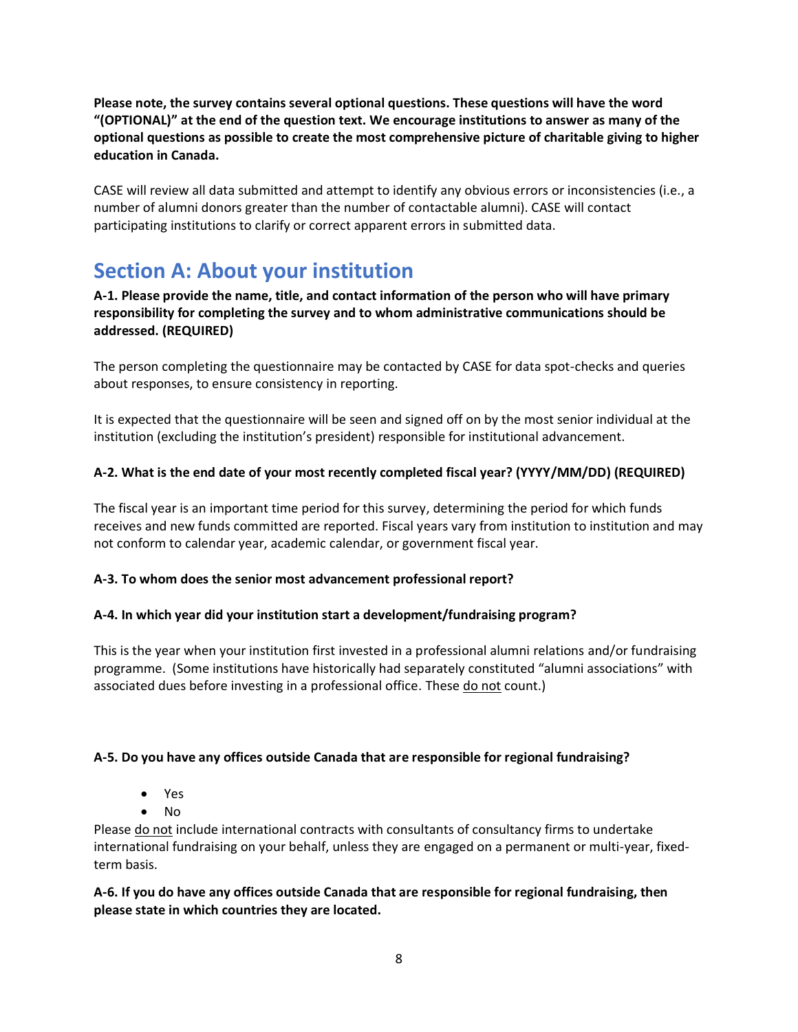**Please note, the survey contains several optional questions. These questions will have the word "(OPTIONAL)" at the end of the question text. We encourage institutions to answer as many of the optional questions as possible to create the most comprehensive picture of charitable giving to higher education in Canada.**

CASE will review all data submitted and attempt to identify any obvious errors or inconsistencies (i.e., a number of alumni donors greater than the number of contactable alumni). CASE will contact participating institutions to clarify or correct apparent errors in submitted data.

## Section A: About your institution

**A-1. Please provide the name, title, and contact information of the person who will have primary responsibility for completing the survey and to whom administrative communications should be addressed. (REQUIRED)**

The person completing the questionnaire may be contacted by CASE for data spot-checks and queries about responses, to ensure consistency in reporting.

It is expected that the questionnaire will be seen and signed off on by the most senior individual at the institution (excluding the institution's president) responsible for institutional advancement.

**A-2. What is the end date of your most recently completed fiscal year? (YYYY/MM/DD) (REQUIRED)**

The fiscal year is an important time period for this survey, determining the period for which funds receives and new funds committed are reported. Fiscal years vary from institution to institution and may not conform to calendar year, academic calendar, or government fiscal year.

**A-3. To whom does the senior most advancement professional report?**

**A-4. In which year did your institution start a development/fundraising program?**

This is the year when your institution first invested in a professional alumni relations and/or fundraising programme. (Some institutions have historically had separately constituted "alumni associations" with associated dues before investing in a professional office. These do not count.)

**A-5. Do you have any offices outside Canada that are responsible for regional fundraising?**

- Yes
- No

Please do not include international contracts with consultants of consultancy firms to undertake international fundraising on your behalf, unless they are engaged on a permanent or multi-year, fixed-term basis.

**A-6. If you do have any offices outside Canada that are responsible for regional fundraising, then please state in which countries they are located.**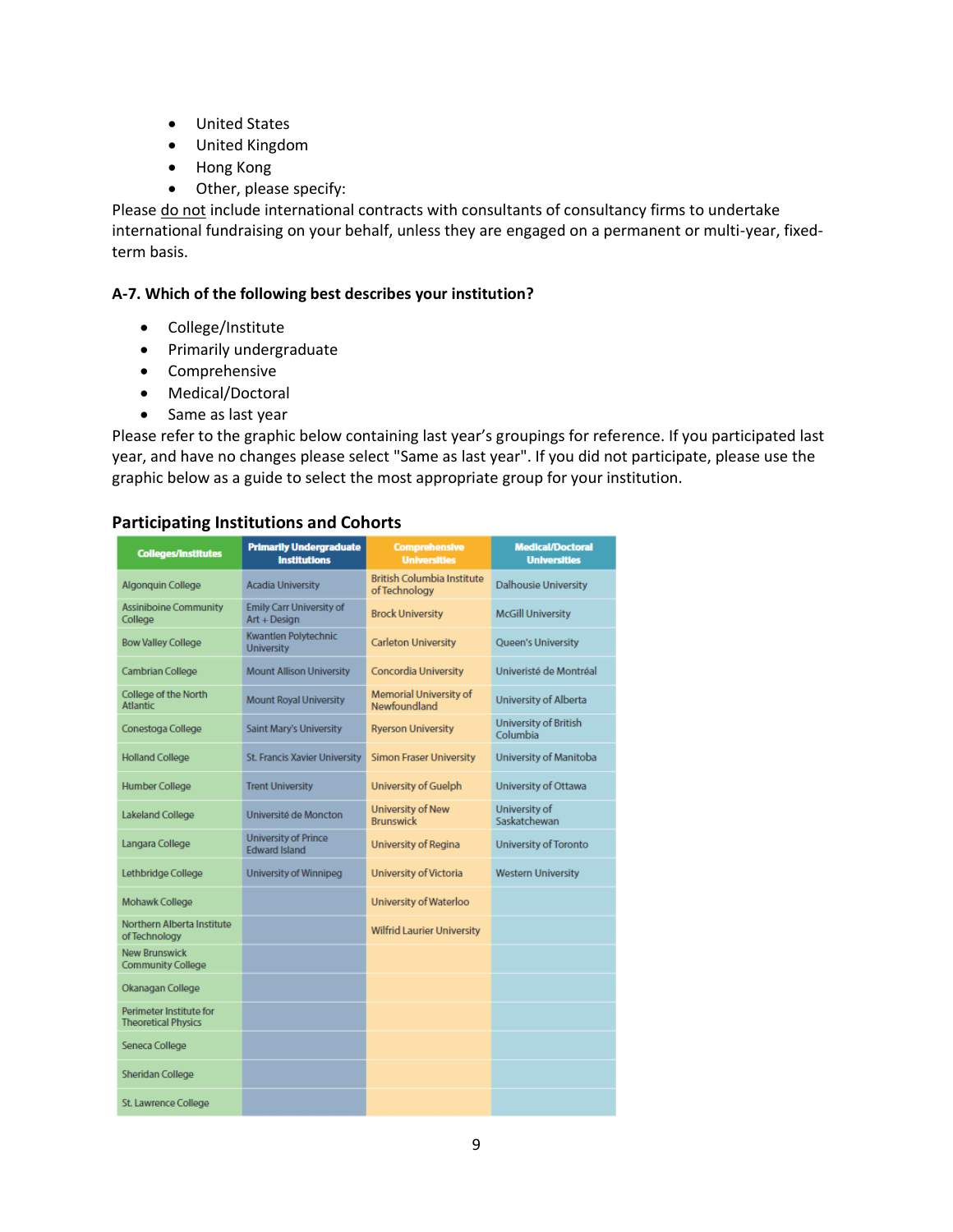- United States
- United Kingdom
- Hong Kong
- Other, please specify:

Please do not include international contracts with consultants of consultancy firms to undertake international fundraising on your behalf, unless they are engaged on a permanent or multi-year, fixed-term basis.

**A-7. Which of the following best describes your institution?**

- College/Institute
- Primarily undergraduate
- Comprehensive
- Medical/Doctoral
- Same as last year

Please refer to the graphic below containing last year's groupings for reference. If you participated last year, and have no changes please select "Same as last year". If you did not participate, please use the graphic below as a guide to select the most appropriate group for your institution.

## Participating Institutions and Cohorts

| Colleges/Institutes | Primarily Undergraduate Institutions | Comprehensive Universities | Medical/Doctoral Universities |
|---|---|---|---|
| Algonquin College | Acadia University | British Columbia Institute of Technology | Dalhousie University |
| Assiniboine Community College | Emily Carr University of Art + Design | Brock University | McGill University |
| Bow Valley College | Kwantlen Polytechnic University | Carleton University | Queen's University |
| Cambrian College | Mount Allison University | Concordia University | Univeristé de Montréal |
| College of the North Atlantic | Mount Royal University | Memorial University of Newfoundland | University of Alberta |
| Conestoga College | Saint Mary's University | Ryerson University | University of British Columbia |
| Holland College | St. Francis Xavier University | Simon Fraser University | University of Manitoba |
| Humber College | Trent University | University of Guelph | University of Ottawa |
| Lakeland College | Université de Moncton | University of New Brunswick | University of Saskatchewan |
| Langara College | University of Prince Edward Island | University of Regina | University of Toronto |
| Lethbridge College | University of Winnipeg | University of Victoria | Western University |
| Mohawk College | | University of Waterloo | |
| Northern Alberta Institute of Technology | | Wilfrid Laurier University | |
| New Brunswick Community College | | | |
| Okanagan College | | | |
| Perimeter Institute for Theoretical Physics | | | |
| Seneca College | | | |
| Sheridan College | | | |
| St. Lawrence College | | | |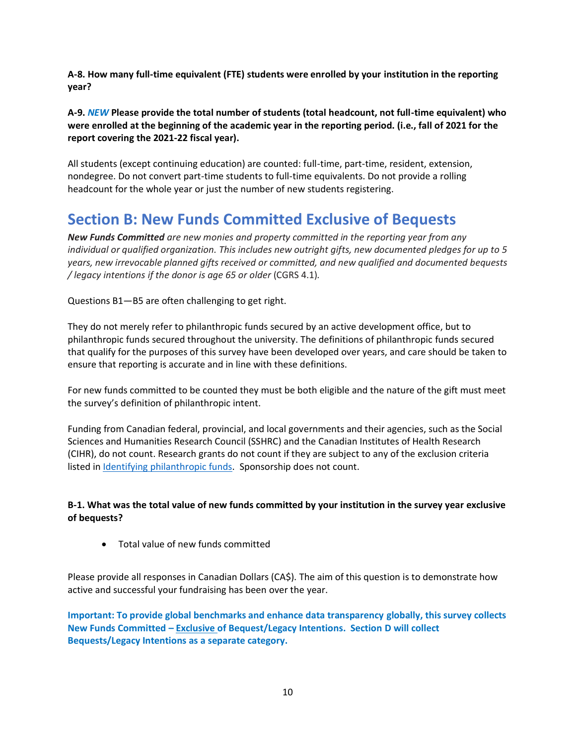**A-8. How many full-time equivalent (FTE) students were enrolled by your institution in the reporting year?**

**A-9. *NEW* Please provide the total number of students (total headcount, not full-time equivalent) who were enrolled at the beginning of the academic year in the reporting period. (i.e., fall of 2021 for the report covering the 2021-22 fiscal year).**

All students (except continuing education) are counted: full-time, part-time, resident, extension, nondegree. Do not convert part-time students to full-time equivalents. Do not provide a rolling headcount for the whole year or just the number of new students registering.

## Section B: New Funds Committed Exclusive of Bequests

***New Funds Committed*** *are new monies and property committed in the reporting year from any individual or qualified organization. This includes new outright gifts, new documented pledges for up to 5 years, new irrevocable planned gifts received or committed, and new qualified and documented bequests / legacy intentions if the donor is age 65 or older* (CGRS 4.1).

Questions B1—B5 are often challenging to get right.

They do not merely refer to philanthropic funds secured by an active development office, but to philanthropic funds secured throughout the university. The definitions of philanthropic funds secured that qualify for the purposes of this survey have been developed over years, and care should be taken to ensure that reporting is accurate and in line with these definitions.

For new funds committed to be counted they must be both eligible and the nature of the gift must meet the survey's definition of philanthropic intent.

Funding from Canadian federal, provincial, and local governments and their agencies, such as the Social Sciences and Humanities Research Council (SSHRC) and the Canadian Institutes of Health Research (CIHR), do not count. Research grants do not count if they are subject to any of the exclusion criteria listed in Identifying philanthropic funds. Sponsorship does not count.

**B-1. What was the total value of new funds committed by your institution in the survey year exclusive of bequests?**

- Total value of new funds committed

Please provide all responses in Canadian Dollars (CA$). The aim of this question is to demonstrate how active and successful your fundraising has been over the year.

**Important: To provide global benchmarks and enhance data transparency globally, this survey collects New Funds Committed – Exclusive of Bequest/Legacy Intentions. Section D will collect Bequests/Legacy Intentions as a separate category.**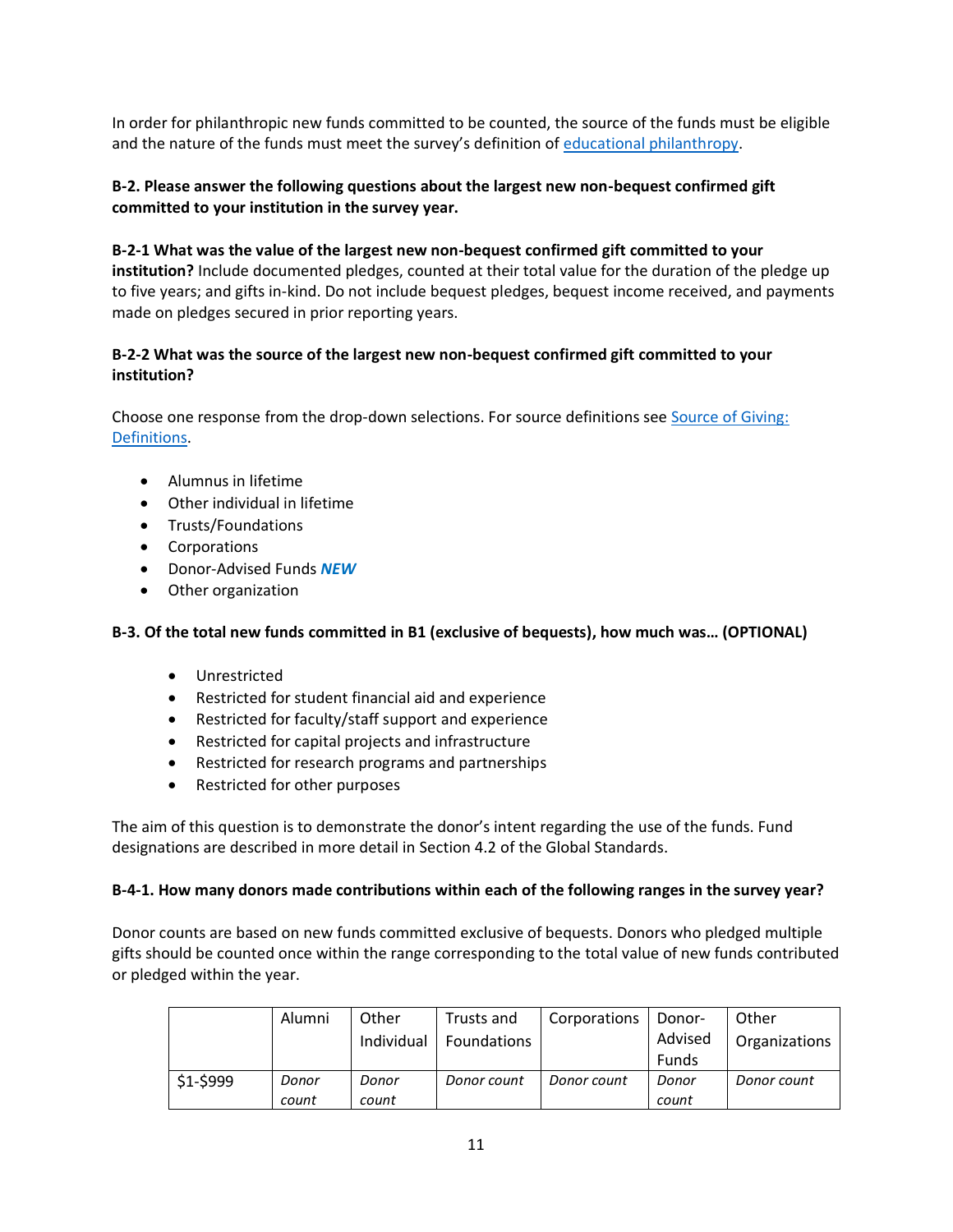In order for philanthropic new funds committed to be counted, the source of the funds must be eligible and the nature of the funds must meet the survey's definition of [educational philanthropy](#).

**B-2. Please answer the following questions about the largest new non-bequest confirmed gift committed to your institution in the survey year.**

**B-2-1 What was the value of the largest new non-bequest confirmed gift committed to your institution?** Include documented pledges, counted at their total value for the duration of the pledge up to five years; and gifts in-kind. Do not include bequest pledges, bequest income received, and payments made on pledges secured in prior reporting years.

**B-2-2 What was the source of the largest new non-bequest confirmed gift committed to your institution?**

Choose one response from the drop-down selections. For source definitions see [Source of Giving: Definitions](#).

- Alumnus in lifetime
- Other individual in lifetime
- Trusts/Foundations
- Corporations
- Donor-Advised Funds ***NEW***
- Other organization

**B-3. Of the total new funds committed in B1 (exclusive of bequests), how much was… (OPTIONAL)**

- Unrestricted
- Restricted for student financial aid and experience
- Restricted for faculty/staff support and experience
- Restricted for capital projects and infrastructure
- Restricted for research programs and partnerships
- Restricted for other purposes

The aim of this question is to demonstrate the donor's intent regarding the use of the funds. Fund designations are described in more detail in Section 4.2 of the Global Standards.

**B-4-1. How many donors made contributions within each of the following ranges in the survey year?**

Donor counts are based on new funds committed exclusive of bequests. Donors who pledged multiple gifts should be counted once within the range corresponding to the total value of new funds contributed or pledged within the year.

| | Alumni | Other Individual | Trusts and Foundations | Corporations | Donor-Advised Funds | Other Organizations |
|---|---|---|---|---|---|---|
| $1-$999 | *Donor count* | *Donor count* | *Donor count* | *Donor count* | *Donor count* | *Donor count* |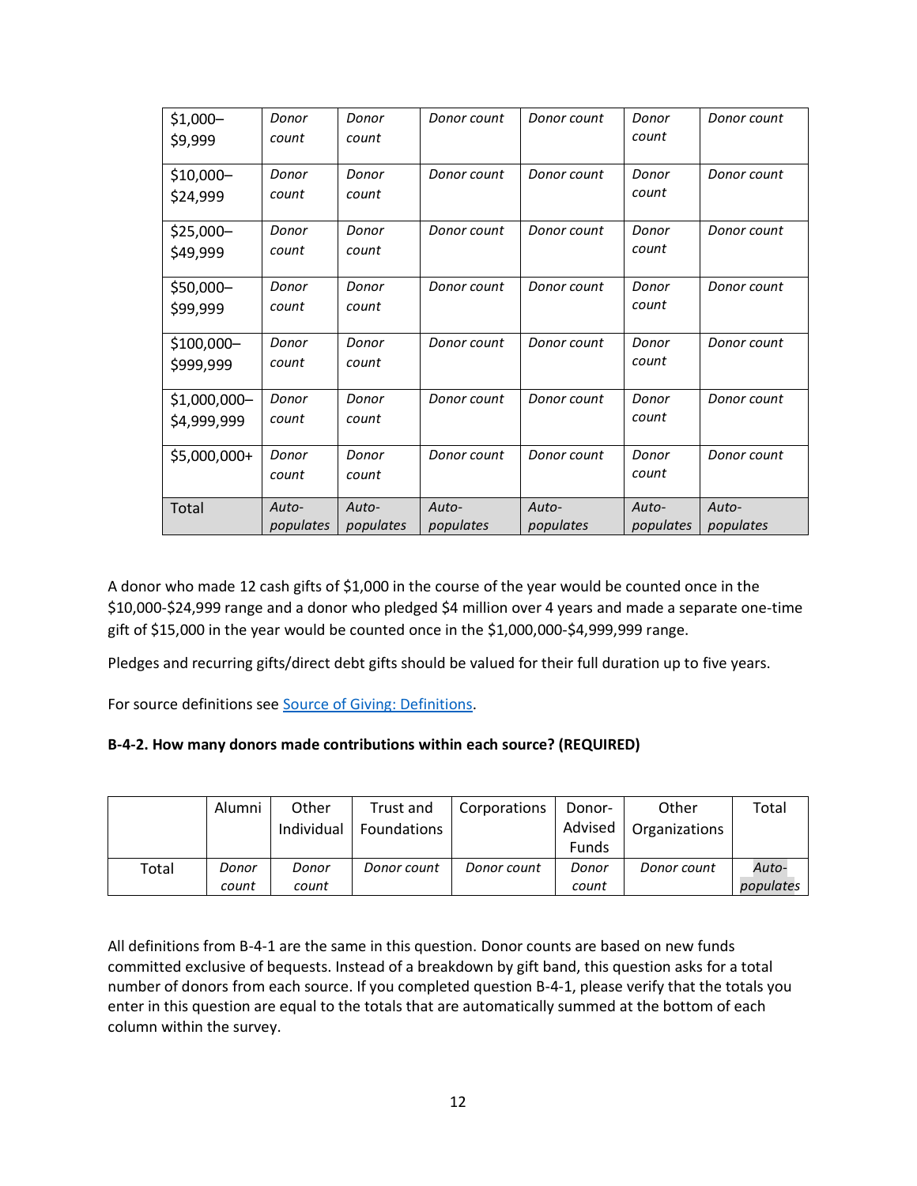| | | | | | | |
|---|---|---|---|---|---|---|
| $1,000–$9,999 | *Donor count* | *Donor count* | *Donor count* | *Donor count* | *Donor count* | *Donor count* |
| $10,000–$24,999 | *Donor count* | *Donor count* | *Donor count* | *Donor count* | *Donor count* | *Donor count* |
| $25,000–$49,999 | *Donor count* | *Donor count* | *Donor count* | *Donor count* | *Donor count* | *Donor count* |
| $50,000–$99,999 | *Donor count* | *Donor count* | *Donor count* | *Donor count* | *Donor count* | *Donor count* |
| $100,000–$999,999 | *Donor count* | *Donor count* | *Donor count* | *Donor count* | *Donor count* | *Donor count* |
| $1,000,000–$4,999,999 | *Donor count* | *Donor count* | *Donor count* | *Donor count* | *Donor count* | *Donor count* |
| $5,000,000+ | *Donor count* | *Donor count* | *Donor count* | *Donor count* | *Donor count* | *Donor count* |
| Total | *Auto-populates* | *Auto-populates* | *Auto-populates* | *Auto-populates* | *Auto-populates* | *Auto-populates* |

A donor who made 12 cash gifts of $1,000 in the course of the year would be counted once in the $10,000-$24,999 range and a donor who pledged $4 million over 4 years and made a separate one-time gift of $15,000 in the year would be counted once in the $1,000,000-$4,999,999 range.

Pledges and recurring gifts/direct debt gifts should be valued for their full duration up to five years.

For source definitions see [Source of Giving: Definitions](#).

**B-4-2. How many donors made contributions within each source? (REQUIRED)**

| | Alumni | Other Individual | Trust and Foundations | Corporations | Donor-Advised Funds | Other Organizations | Total |
|---|---|---|---|---|---|---|---|
| Total | *Donor count* | *Donor count* | *Donor count* | *Donor count* | *Donor count* | *Donor count* | *Auto-populates* |

All definitions from B-4-1 are the same in this question. Donor counts are based on new funds committed exclusive of bequests. Instead of a breakdown by gift band, this question asks for a total number of donors from each source. If you completed question B-4-1, please verify that the totals you enter in this question are equal to the totals that are automatically summed at the bottom of each column within the survey.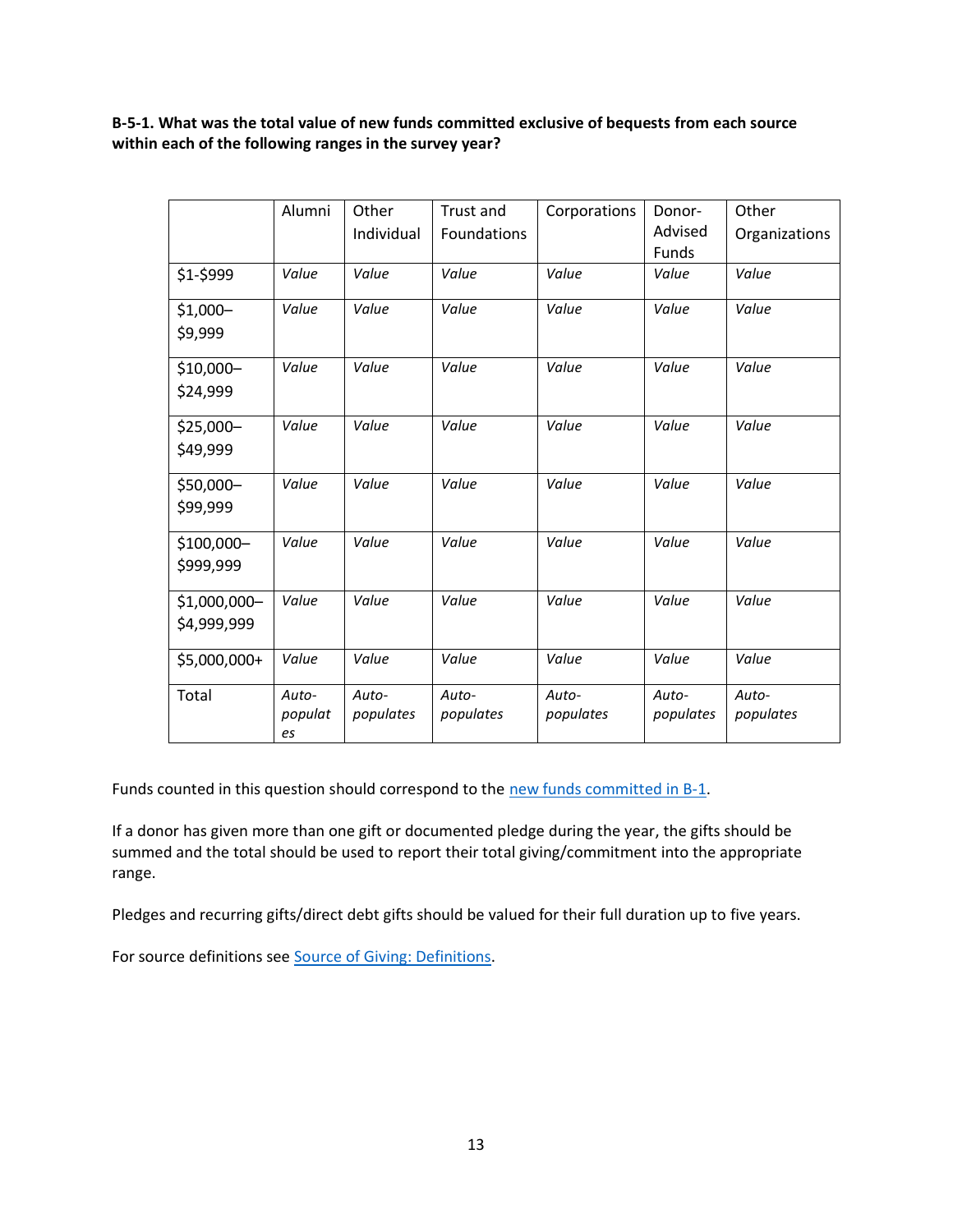**B-5-1. What was the total value of new funds committed exclusive of bequests from each source within each of the following ranges in the survey year?**

| | Alumni | Other Individual | Trust and Foundations | Corporations | Donor-Advised Funds | Other Organizations |
|---|---|---|---|---|---|---|
| $1-$999 | *Value* | *Value* | *Value* | *Value* | *Value* | *Value* |
| $1,000–$9,999 | *Value* | *Value* | *Value* | *Value* | *Value* | *Value* |
| $10,000–$24,999 | *Value* | *Value* | *Value* | *Value* | *Value* | *Value* |
| $25,000–$49,999 | *Value* | *Value* | *Value* | *Value* | *Value* | *Value* |
| $50,000–$99,999 | *Value* | *Value* | *Value* | *Value* | *Value* | *Value* |
| $100,000–$999,999 | *Value* | *Value* | *Value* | *Value* | *Value* | *Value* |
| $1,000,000–$4,999,999 | *Value* | *Value* | *Value* | *Value* | *Value* | *Value* |
| $5,000,000+ | *Value* | *Value* | *Value* | *Value* | *Value* | *Value* |
| Total | *Auto-populates* | *Auto-populates* | *Auto-populates* | *Auto-populates* | *Auto-populates* | *Auto-populates* |

Funds counted in this question should correspond to the new funds committed in B-1.

If a donor has given more than one gift or documented pledge during the year, the gifts should be summed and the total should be used to report their total giving/commitment into the appropriate range.

Pledges and recurring gifts/direct debt gifts should be valued for their full duration up to five years.

For source definitions see Source of Giving: Definitions.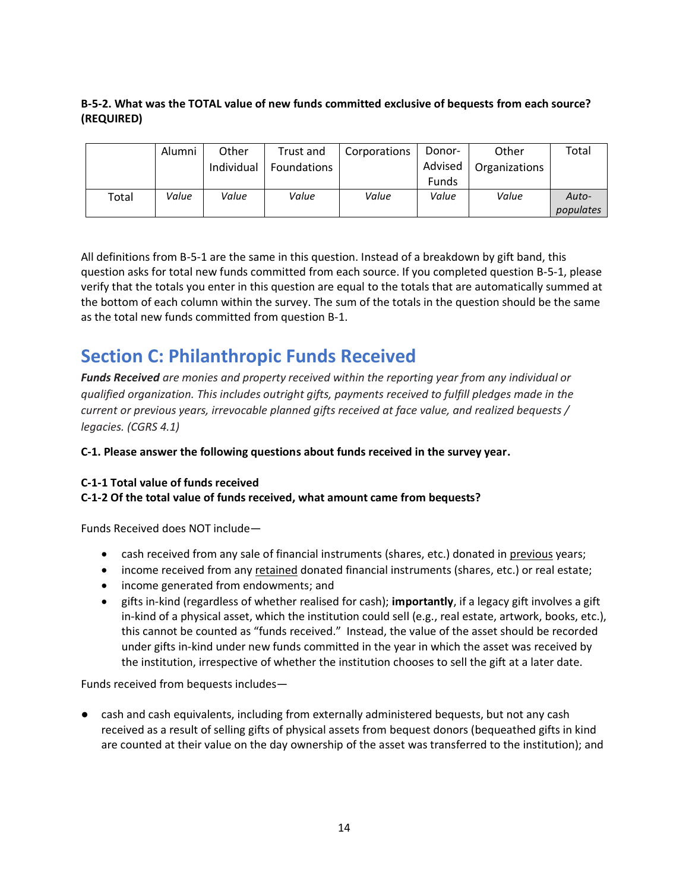**B-5-2. What was the TOTAL value of new funds committed exclusive of bequests from each source? (REQUIRED)**

| | Alumni | Other Individual | Trust and Foundations | Corporations | Donor-Advised Funds | Other Organizations | Total |
|---|---|---|---|---|---|---|---|
| Total | *Value* | *Value* | *Value* | *Value* | *Value* | *Value* | *Auto-populates* |

All definitions from B-5-1 are the same in this question. Instead of a breakdown by gift band, this question asks for total new funds committed from each source. If you completed question B-5-1, please verify that the totals you enter in this question are equal to the totals that are automatically summed at the bottom of each column within the survey. The sum of the totals in the question should be the same as the total new funds committed from question B-1.

# Section C: Philanthropic Funds Received

***Funds Received** are monies and property received within the reporting year from any individual or qualified organization. This includes outright gifts, payments received to fulfill pledges made in the current or previous years, irrevocable planned gifts received at face value, and realized bequests / legacies. (CGRS 4.1)*

**C-1. Please answer the following questions about funds received in the survey year.**

**C-1-1 Total value of funds received**
**C-1-2 Of the total value of funds received, what amount came from bequests?**

Funds Received does NOT include—

- cash received from any sale of financial instruments (shares, etc.) donated in previous years;
- income received from any retained donated financial instruments (shares, etc.) or real estate;
- income generated from endowments; and
- gifts in-kind (regardless of whether realised for cash); **importantly**, if a legacy gift involves a gift in-kind of a physical asset, which the institution could sell (e.g., real estate, artwork, books, etc.), this cannot be counted as "funds received." Instead, the value of the asset should be recorded under gifts in-kind under new funds committed in the year in which the asset was received by the institution, irrespective of whether the institution chooses to sell the gift at a later date.

Funds received from bequests includes—

- cash and cash equivalents, including from externally administered bequests, but not any cash received as a result of selling gifts of physical assets from bequest donors (bequeathed gifts in kind are counted at their value on the day ownership of the asset was transferred to the institution); and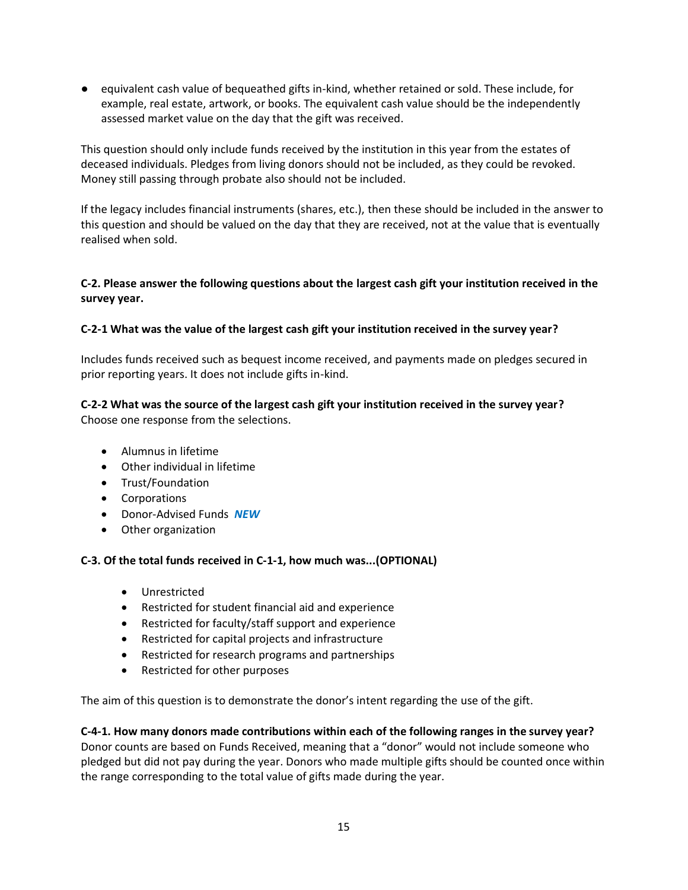- equivalent cash value of bequeathed gifts in-kind, whether retained or sold. These include, for example, real estate, artwork, or books. The equivalent cash value should be the independently assessed market value on the day that the gift was received.

This question should only include funds received by the institution in this year from the estates of deceased individuals. Pledges from living donors should not be included, as they could be revoked. Money still passing through probate also should not be included.

If the legacy includes financial instruments (shares, etc.), then these should be included in the answer to this question and should be valued on the day that they are received, not at the value that is eventually realised when sold.

**C-2. Please answer the following questions about the largest cash gift your institution received in the survey year.**

**C-2-1 What was the value of the largest cash gift your institution received in the survey year?**

Includes funds received such as bequest income received, and payments made on pledges secured in prior reporting years. It does not include gifts in-kind.

**C-2-2 What was the source of the largest cash gift your institution received in the survey year?**
Choose one response from the selections.

- Alumnus in lifetime
- Other individual in lifetime
- Trust/Foundation
- Corporations
- Donor-Advised Funds ***NEW***
- Other organization

**C-3. Of the total funds received in C-1-1, how much was...(OPTIONAL)**

- Unrestricted
- Restricted for student financial aid and experience
- Restricted for faculty/staff support and experience
- Restricted for capital projects and infrastructure
- Restricted for research programs and partnerships
- Restricted for other purposes

The aim of this question is to demonstrate the donor's intent regarding the use of the gift.

**C-4-1. How many donors made contributions within each of the following ranges in the survey year?**
Donor counts are based on Funds Received, meaning that a "donor" would not include someone who pledged but did not pay during the year. Donors who made multiple gifts should be counted once within the range corresponding to the total value of gifts made during the year.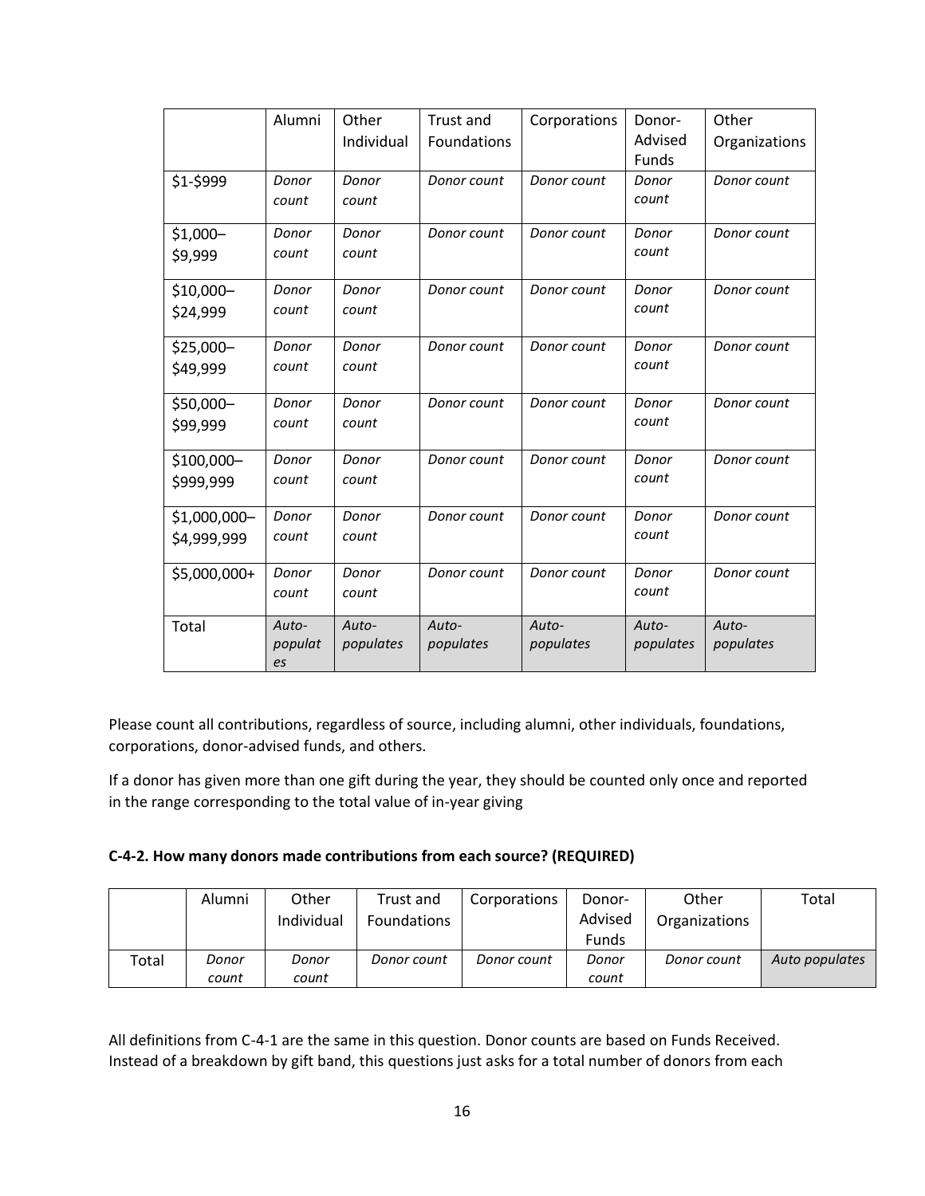| | Alumni | Other Individual | Trust and Foundations | Corporations | Donor-Advised Funds | Other Organizations |
|---|---|---|---|---|---|---|
| \$1-\$999 | *Donor count* | *Donor count* | *Donor count* | *Donor count* | *Donor count* | *Donor count* |
| \$1,000–\$9,999 | *Donor count* | *Donor count* | *Donor count* | *Donor count* | *Donor count* | *Donor count* |
| \$10,000–\$24,999 | *Donor count* | *Donor count* | *Donor count* | *Donor count* | *Donor count* | *Donor count* |
| \$25,000–\$49,999 | *Donor count* | *Donor count* | *Donor count* | *Donor count* | *Donor count* | *Donor count* |
| \$50,000–\$99,999 | *Donor count* | *Donor count* | *Donor count* | *Donor count* | *Donor count* | *Donor count* |
| \$100,000–\$999,999 | *Donor count* | *Donor count* | *Donor count* | *Donor count* | *Donor count* | *Donor count* |
| \$1,000,000–\$4,999,999 | *Donor count* | *Donor count* | *Donor count* | *Donor count* | *Donor count* | *Donor count* |
| \$5,000,000+ | *Donor count* | *Donor count* | *Donor count* | *Donor count* | *Donor count* | *Donor count* |
| Total | *Auto-populates* | *Auto-populates* | *Auto-populates* | *Auto-populates* | *Auto-populates* | *Auto-populates* |

Please count all contributions, regardless of source, including alumni, other individuals, foundations, corporations, donor-advised funds, and others.

If a donor has given more than one gift during the year, they should be counted only once and reported in the range corresponding to the total value of in-year giving

**C-4-2. How many donors made contributions from each source? (REQUIRED)**

| | Alumni | Other Individual | Trust and Foundations | Corporations | Donor-Advised Funds | Other Organizations | Total |
|---|---|---|---|---|---|---|---|
| Total | *Donor count* | *Donor count* | *Donor count* | *Donor count* | *Donor count* | *Donor count* | *Auto populates* |

All definitions from C-4-1 are the same in this question. Donor counts are based on Funds Received. Instead of a breakdown by gift band, this questions just asks for a total number of donors from each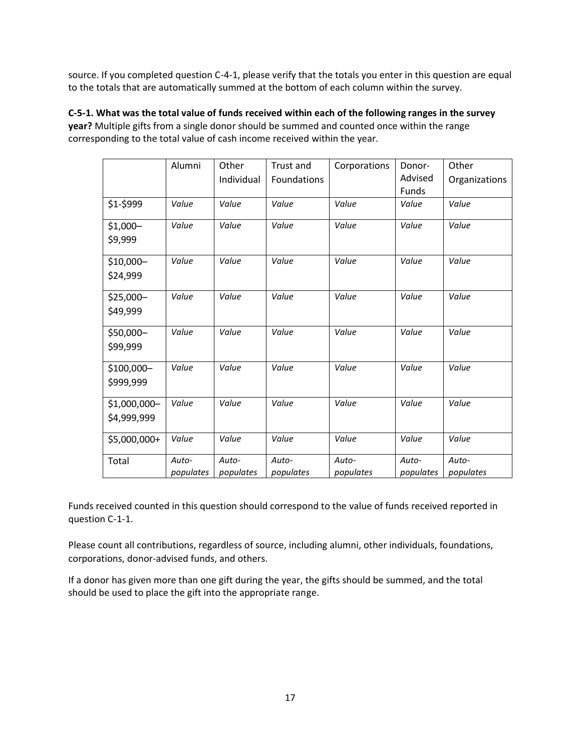source. If you completed question C-4-1, please verify that the totals you enter in this question are equal to the totals that are automatically summed at the bottom of each column within the survey.

**C-5-1. What was the total value of funds received within each of the following ranges in the survey year?** Multiple gifts from a single donor should be summed and counted once within the range corresponding to the total value of cash income received within the year.

| | Alumni | Other Individual | Trust and Foundations | Corporations | Donor-Advised Funds | Other Organizations |
|---|---|---|---|---|---|---|
| $1-$999 | *Value* | *Value* | *Value* | *Value* | *Value* | *Value* |
| $1,000–$9,999 | *Value* | *Value* | *Value* | *Value* | *Value* | *Value* |
| $10,000–$24,999 | *Value* | *Value* | *Value* | *Value* | *Value* | *Value* |
| $25,000–$49,999 | *Value* | *Value* | *Value* | *Value* | *Value* | *Value* |
| $50,000–$99,999 | *Value* | *Value* | *Value* | *Value* | *Value* | *Value* |
| $100,000–$999,999 | *Value* | *Value* | *Value* | *Value* | *Value* | *Value* |
| $1,000,000–$4,999,999 | *Value* | *Value* | *Value* | *Value* | *Value* | *Value* |
| $5,000,000+ | *Value* | *Value* | *Value* | *Value* | *Value* | *Value* |
| Total | *Auto-populates* | *Auto-populates* | *Auto-populates* | *Auto-populates* | *Auto-populates* | *Auto-populates* |

Funds received counted in this question should correspond to the value of funds received reported in question C-1-1.

Please count all contributions, regardless of source, including alumni, other individuals, foundations, corporations, donor-advised funds, and others.

If a donor has given more than one gift during the year, the gifts should be summed, and the total should be used to place the gift into the appropriate range.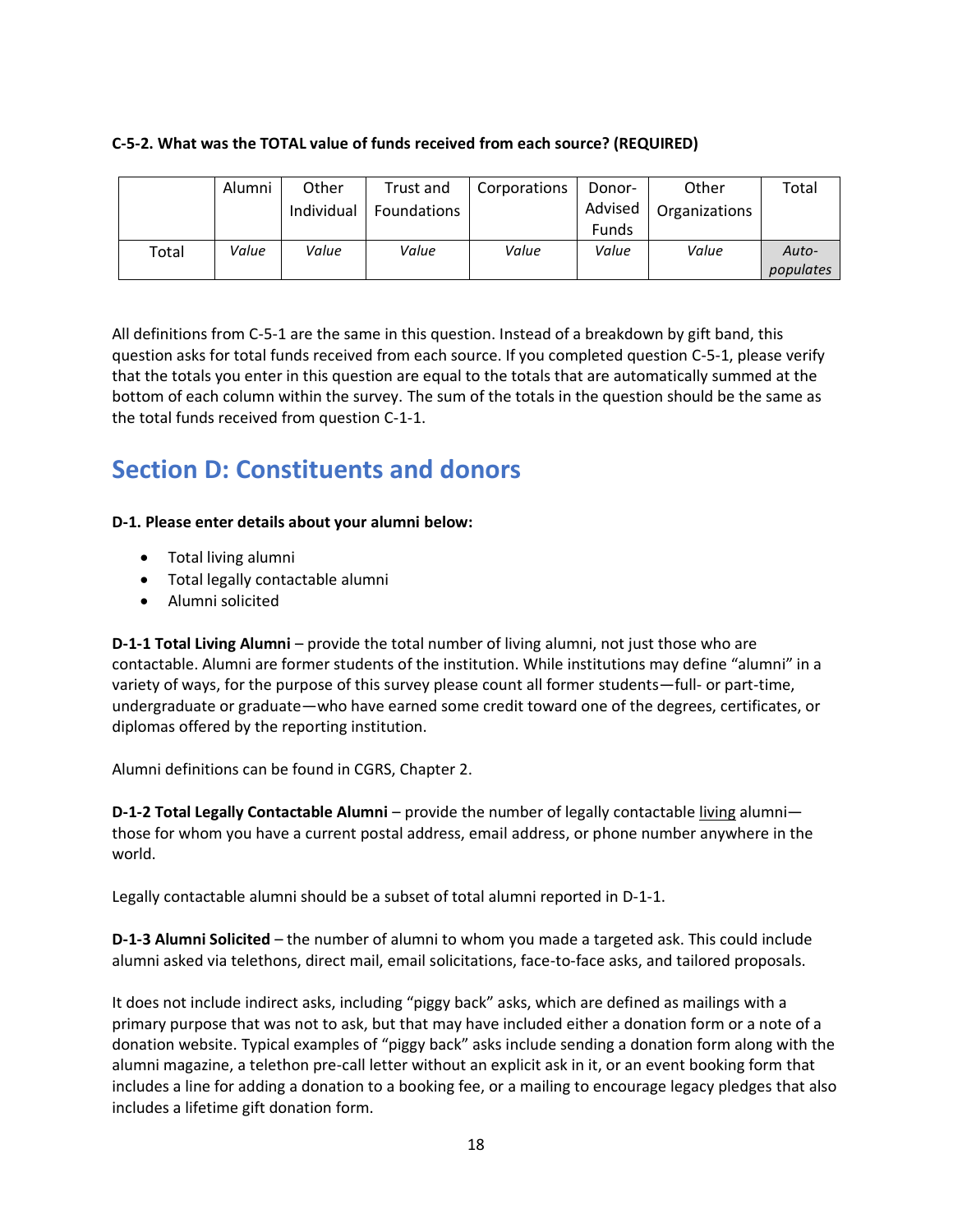**C-5-2. What was the TOTAL value of funds received from each source? (REQUIRED)**

| | Alumni | Other Individual | Trust and Foundations | Corporations | Donor-Advised Funds | Other Organizations | Total |
|---|---|---|---|---|---|---|---|
| Total | *Value* | *Value* | *Value* | *Value* | *Value* | *Value* | *Auto-populates* |

All definitions from C-5-1 are the same in this question. Instead of a breakdown by gift band, this question asks for total funds received from each source. If you completed question C-5-1, please verify that the totals you enter in this question are equal to the totals that are automatically summed at the bottom of each column within the survey. The sum of the totals in the question should be the same as the total funds received from question C-1-1.

## Section D: Constituents and donors

**D-1. Please enter details about your alumni below:**

- Total living alumni
- Total legally contactable alumni
- Alumni solicited

**D-1-1 Total Living Alumni** – provide the total number of living alumni, not just those who are contactable. Alumni are former students of the institution. While institutions may define "alumni" in a variety of ways, for the purpose of this survey please count all former students—full- or part-time, undergraduate or graduate—who have earned some credit toward one of the degrees, certificates, or diplomas offered by the reporting institution.

Alumni definitions can be found in CGRS, Chapter 2.

**D-1-2 Total Legally Contactable Alumni** – provide the number of legally contactable living alumni—those for whom you have a current postal address, email address, or phone number anywhere in the world.

Legally contactable alumni should be a subset of total alumni reported in D-1-1.

**D-1-3 Alumni Solicited** – the number of alumni to whom you made a targeted ask. This could include alumni asked via telethons, direct mail, email solicitations, face-to-face asks, and tailored proposals.

It does not include indirect asks, including "piggy back" asks, which are defined as mailings with a primary purpose that was not to ask, but that may have included either a donation form or a note of a donation website. Typical examples of "piggy back" asks include sending a donation form along with the alumni magazine, a telethon pre-call letter without an explicit ask in it, or an event booking form that includes a line for adding a donation to a booking fee, or a mailing to encourage legacy pledges that also includes a lifetime gift donation form.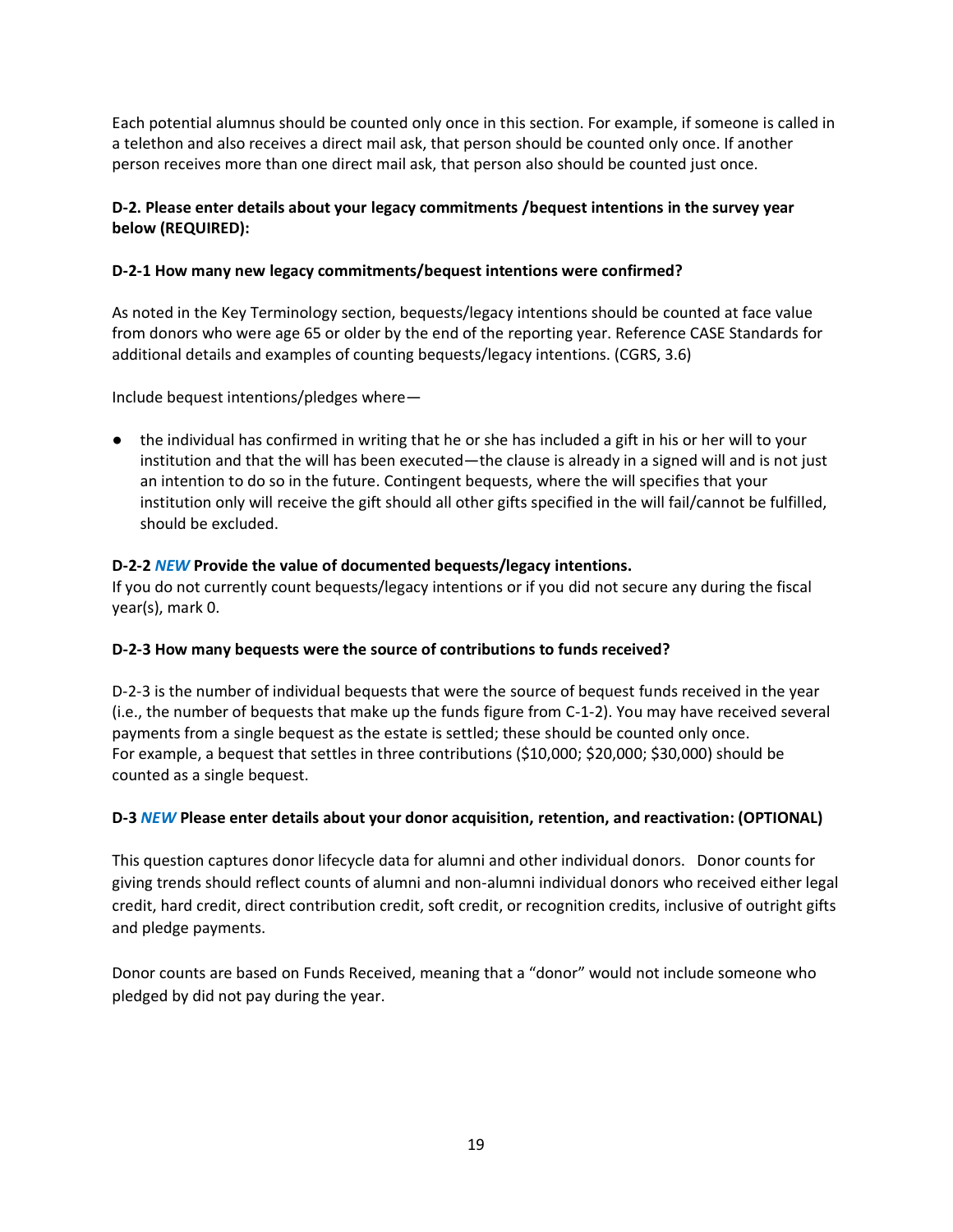Each potential alumnus should be counted only once in this section. For example, if someone is called in a telethon and also receives a direct mail ask, that person should be counted only once. If another person receives more than one direct mail ask, that person also should be counted just once.

**D-2. Please enter details about your legacy commitments /bequest intentions in the survey year below (REQUIRED):**

**D-2-1 How many new legacy commitments/bequest intentions were confirmed?**

As noted in the Key Terminology section, bequests/legacy intentions should be counted at face value from donors who were age 65 or older by the end of the reporting year. Reference CASE Standards for additional details and examples of counting bequests/legacy intentions. (CGRS, 3.6)

Include bequest intentions/pledges where—

- the individual has confirmed in writing that he or she has included a gift in his or her will to your institution and that the will has been executed—the clause is already in a signed will and is not just an intention to do so in the future. Contingent bequests, where the will specifies that your institution only will receive the gift should all other gifts specified in the will fail/cannot be fulfilled, should be excluded.

**D-2-2 *NEW* Provide the value of documented bequests/legacy intentions.**
If you do not currently count bequests/legacy intentions or if you did not secure any during the fiscal year(s), mark 0.

**D-2-3 How many bequests were the source of contributions to funds received?**

D-2-3 is the number of individual bequests that were the source of bequest funds received in the year (i.e., the number of bequests that make up the funds figure from C-1-2). You may have received several payments from a single bequest as the estate is settled; these should be counted only once. For example, a bequest that settles in three contributions ($10,000; $20,000; $30,000) should be counted as a single bequest.

**D-3 *NEW* Please enter details about your donor acquisition, retention, and reactivation: (OPTIONAL)**

This question captures donor lifecycle data for alumni and other individual donors. Donor counts for giving trends should reflect counts of alumni and non-alumni individual donors who received either legal credit, hard credit, direct contribution credit, soft credit, or recognition credits, inclusive of outright gifts and pledge payments.

Donor counts are based on Funds Received, meaning that a "donor" would not include someone who pledged by did not pay during the year.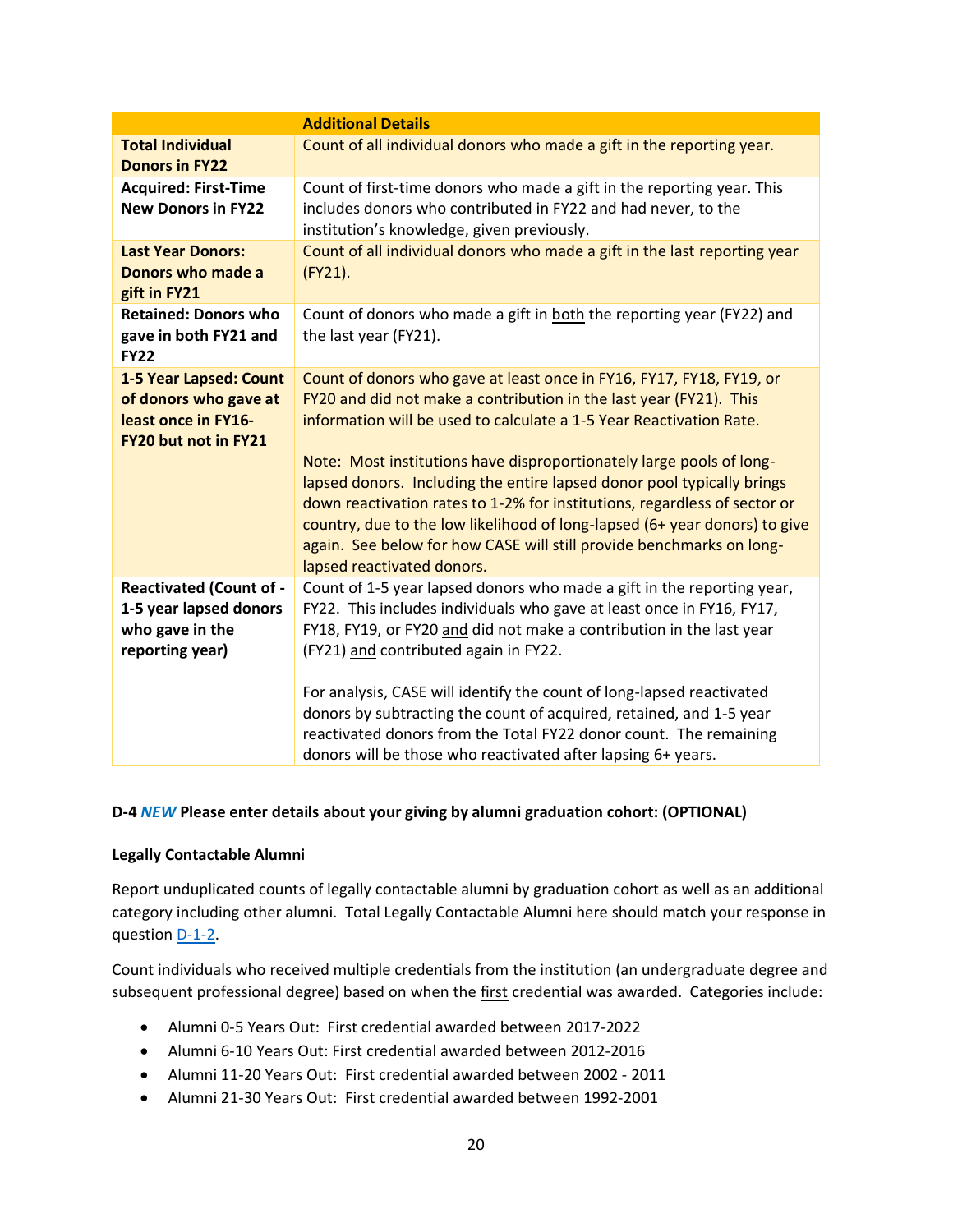| | Additional Details |
|---|---|
| **Total Individual Donors in FY22** | Count of all individual donors who made a gift in the reporting year. |
| **Acquired: First-Time New Donors in FY22** | Count of first-time donors who made a gift in the reporting year. This includes donors who contributed in FY22 and had never, to the institution's knowledge, given previously. |
| **Last Year Donors: Donors who made a gift in FY21** | Count of all individual donors who made a gift in the last reporting year (FY21). |
| **Retained: Donors who gave in both FY21 and FY22** | Count of donors who made a gift in both the reporting year (FY22) and the last year (FY21). |
| **1-5 Year Lapsed: Count of donors who gave at least once in FY16-FY20 but not in FY21** | Count of donors who gave at least once in FY16, FY17, FY18, FY19, or FY20 and did not make a contribution in the last year (FY21). This information will be used to calculate a 1-5 Year Reactivation Rate.<br><br>Note: Most institutions have disproportionately large pools of long-lapsed donors. Including the entire lapsed donor pool typically brings down reactivation rates to 1-2% for institutions, regardless of sector or country, due to the low likelihood of long-lapsed (6+ year donors) to give again. See below for how CASE will still provide benchmarks on long-lapsed reactivated donors. |
| **Reactivated (Count of - 1-5 year lapsed donors who gave in the reporting year)** | Count of 1-5 year lapsed donors who made a gift in the reporting year, FY22. This includes individuals who gave at least once in FY16, FY17, FY18, FY19, or FY20 and did not make a contribution in the last year (FY21) and contributed again in FY22.<br><br>For analysis, CASE will identify the count of long-lapsed reactivated donors by subtracting the count of acquired, retained, and 1-5 year reactivated donors from the Total FY22 donor count. The remaining donors will be those who reactivated after lapsing 6+ years. |

**D-4 *NEW* Please enter details about your giving by alumni graduation cohort: (OPTIONAL)**

**Legally Contactable Alumni**

Report unduplicated counts of legally contactable alumni by graduation cohort as well as an additional category including other alumni. Total Legally Contactable Alumni here should match your response in question D-1-2.

Count individuals who received multiple credentials from the institution (an undergraduate degree and subsequent professional degree) based on when the first credential was awarded. Categories include:

- Alumni 0-5 Years Out: First credential awarded between 2017-2022
- Alumni 6-10 Years Out: First credential awarded between 2012-2016
- Alumni 11-20 Years Out: First credential awarded between 2002 - 2011
- Alumni 21-30 Years Out: First credential awarded between 1992-2001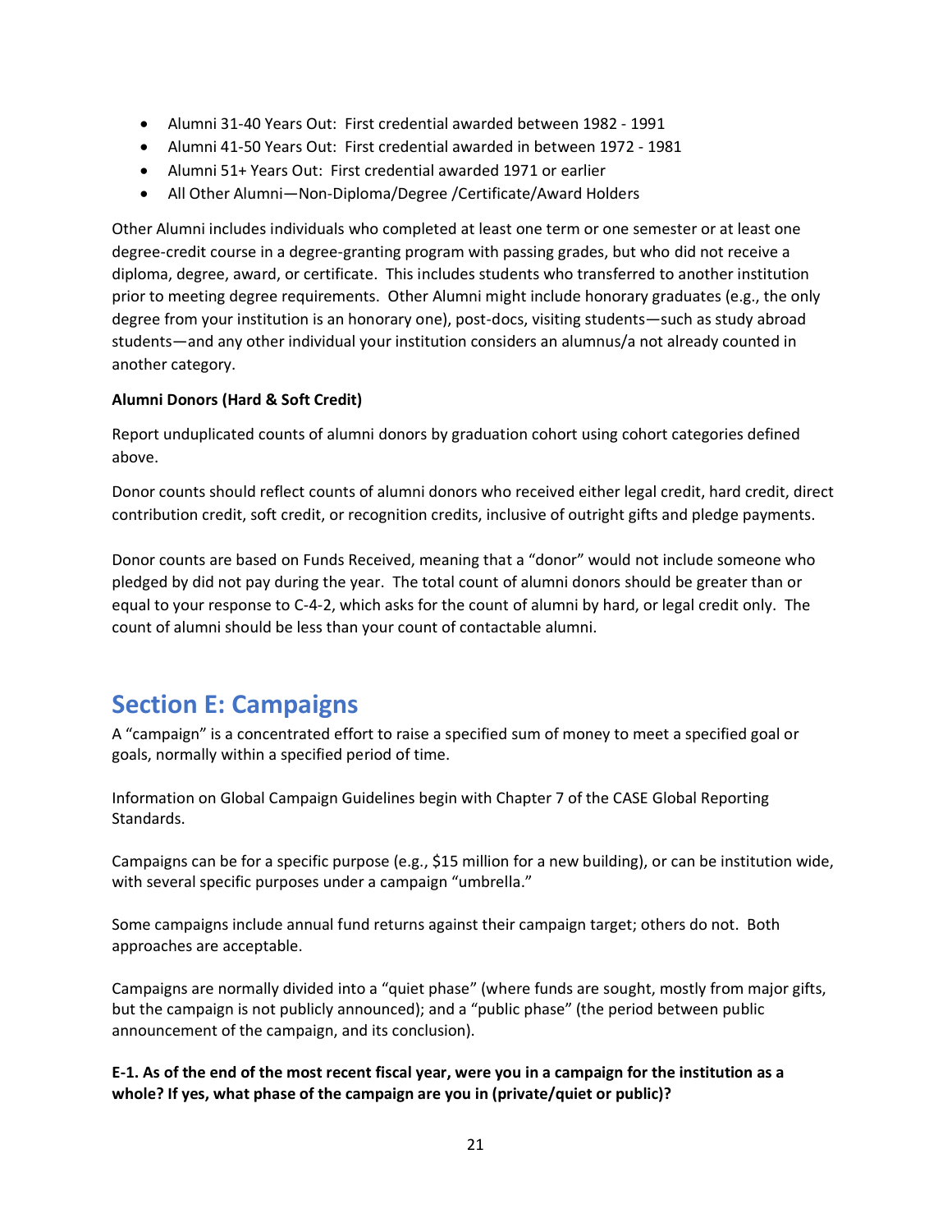- Alumni 31-40 Years Out: First credential awarded between 1982 - 1991
- Alumni 41-50 Years Out: First credential awarded in between 1972 - 1981
- Alumni 51+ Years Out: First credential awarded 1971 or earlier
- All Other Alumni—Non-Diploma/Degree /Certificate/Award Holders

Other Alumni includes individuals who completed at least one term or one semester or at least one degree-credit course in a degree-granting program with passing grades, but who did not receive a diploma, degree, award, or certificate. This includes students who transferred to another institution prior to meeting degree requirements. Other Alumni might include honorary graduates (e.g., the only degree from your institution is an honorary one), post-docs, visiting students—such as study abroad students—and any other individual your institution considers an alumnus/a not already counted in another category.

**Alumni Donors (Hard & Soft Credit)**

Report unduplicated counts of alumni donors by graduation cohort using cohort categories defined above.

Donor counts should reflect counts of alumni donors who received either legal credit, hard credit, direct contribution credit, soft credit, or recognition credits, inclusive of outright gifts and pledge payments.

Donor counts are based on Funds Received, meaning that a "donor" would not include someone who pledged by did not pay during the year. The total count of alumni donors should be greater than or equal to your response to C-4-2, which asks for the count of alumni by hard, or legal credit only. The count of alumni should be less than your count of contactable alumni.

## Section E: Campaigns

A "campaign" is a concentrated effort to raise a specified sum of money to meet a specified goal or goals, normally within a specified period of time.

Information on Global Campaign Guidelines begin with Chapter 7 of the CASE Global Reporting Standards.

Campaigns can be for a specific purpose (e.g., $15 million for a new building), or can be institution wide, with several specific purposes under a campaign "umbrella."

Some campaigns include annual fund returns against their campaign target; others do not. Both approaches are acceptable.

Campaigns are normally divided into a "quiet phase" (where funds are sought, mostly from major gifts, but the campaign is not publicly announced); and a "public phase" (the period between public announcement of the campaign, and its conclusion).

**E-1. As of the end of the most recent fiscal year, were you in a campaign for the institution as a whole? If yes, what phase of the campaign are you in (private/quiet or public)?**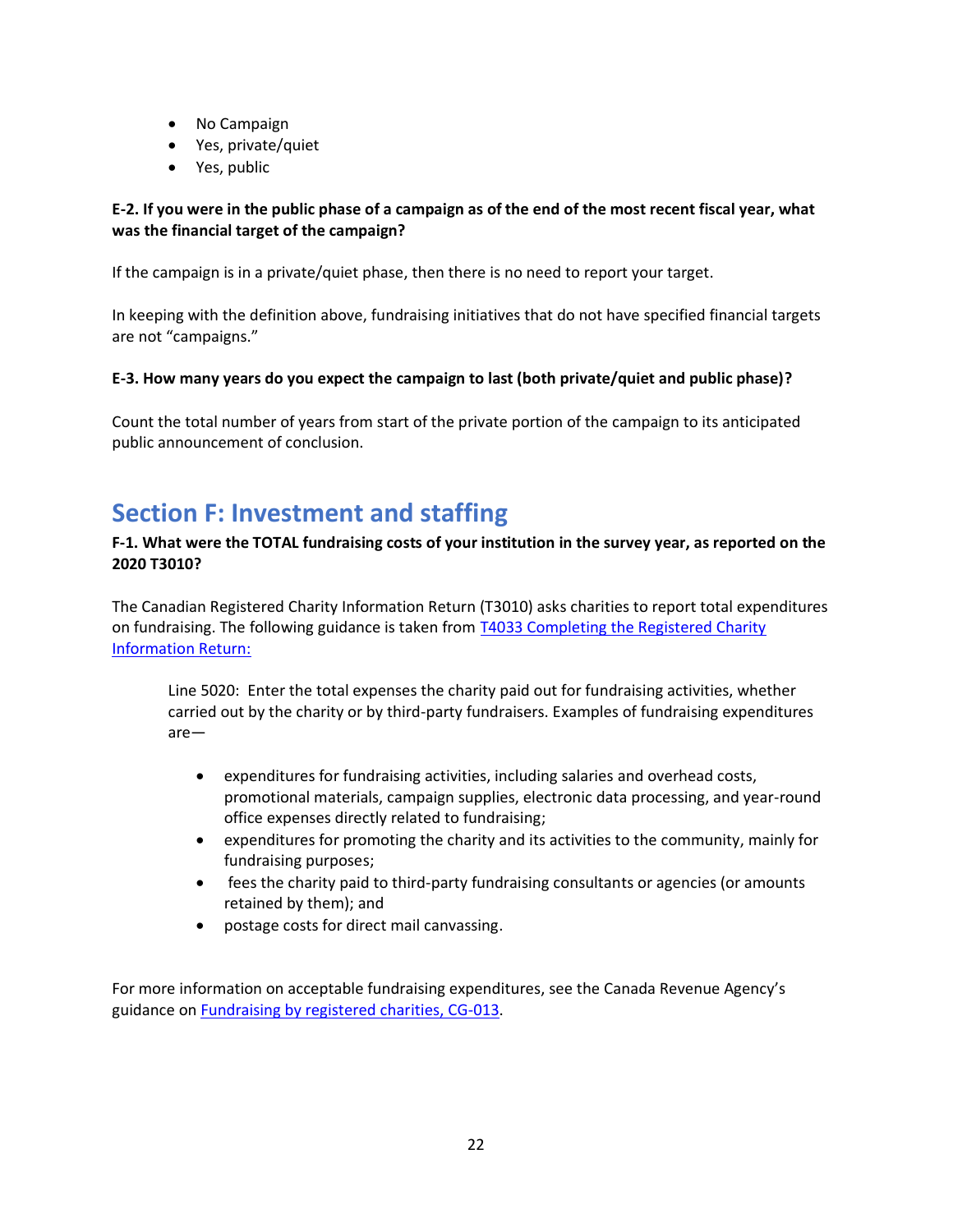- No Campaign
- Yes, private/quiet
- Yes, public

**E-2. If you were in the public phase of a campaign as of the end of the most recent fiscal year, what was the financial target of the campaign?**

If the campaign is in a private/quiet phase, then there is no need to report your target.

In keeping with the definition above, fundraising initiatives that do not have specified financial targets are not "campaigns."

**E-3. How many years do you expect the campaign to last (both private/quiet and public phase)?**

Count the total number of years from start of the private portion of the campaign to its anticipated public announcement of conclusion.

## Section F: Investment and staffing

**F-1. What were the TOTAL fundraising costs of your institution in the survey year, as reported on the 2020 T3010?**

The Canadian Registered Charity Information Return (T3010) asks charities to report total expenditures on fundraising. The following guidance is taken from [T4033 Completing the Registered Charity Information Return:]()

> Line 5020: Enter the total expenses the charity paid out for fundraising activities, whether carried out by the charity or by third-party fundraisers. Examples of fundraising expenditures are—
>
> - expenditures for fundraising activities, including salaries and overhead costs, promotional materials, campaign supplies, electronic data processing, and year-round office expenses directly related to fundraising;
> - expenditures for promoting the charity and its activities to the community, mainly for fundraising purposes;
> - fees the charity paid to third-party fundraising consultants or agencies (or amounts retained by them); and
> - postage costs for direct mail canvassing.

For more information on acceptable fundraising expenditures, see the Canada Revenue Agency's guidance on [Fundraising by registered charities, CG-013]().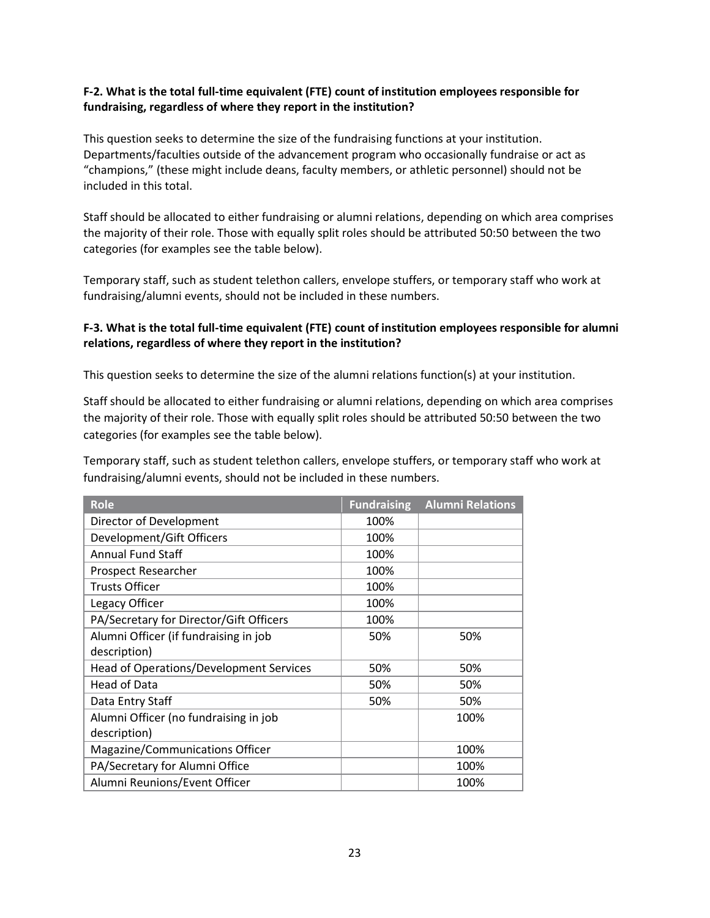**F-2. What is the total full-time equivalent (FTE) count of institution employees responsible for fundraising, regardless of where they report in the institution?**

This question seeks to determine the size of the fundraising functions at your institution. Departments/faculties outside of the advancement program who occasionally fundraise or act as "champions," (these might include deans, faculty members, or athletic personnel) should not be included in this total.

Staff should be allocated to either fundraising or alumni relations, depending on which area comprises the majority of their role. Those with equally split roles should be attributed 50:50 between the two categories (for examples see the table below).

Temporary staff, such as student telethon callers, envelope stuffers, or temporary staff who work at fundraising/alumni events, should not be included in these numbers.

**F-3. What is the total full-time equivalent (FTE) count of institution employees responsible for alumni relations, regardless of where they report in the institution?**

This question seeks to determine the size of the alumni relations function(s) at your institution.

Staff should be allocated to either fundraising or alumni relations, depending on which area comprises the majority of their role. Those with equally split roles should be attributed 50:50 between the two categories (for examples see the table below).

Temporary staff, such as student telethon callers, envelope stuffers, or temporary staff who work at fundraising/alumni events, should not be included in these numbers.

| Role | Fundraising | Alumni Relations |
|---|---|---|
| Director of Development | 100% | |
| Development/Gift Officers | 100% | |
| Annual Fund Staff | 100% | |
| Prospect Researcher | 100% | |
| Trusts Officer | 100% | |
| Legacy Officer | 100% | |
| PA/Secretary for Director/Gift Officers | 100% | |
| Alumni Officer (if fundraising in job description) | 50% | 50% |
| Head of Operations/Development Services | 50% | 50% |
| Head of Data | 50% | 50% |
| Data Entry Staff | 50% | 50% |
| Alumni Officer (no fundraising in job description) | | 100% |
| Magazine/Communications Officer | | 100% |
| PA/Secretary for Alumni Office | | 100% |
| Alumni Reunions/Event Officer | | 100% |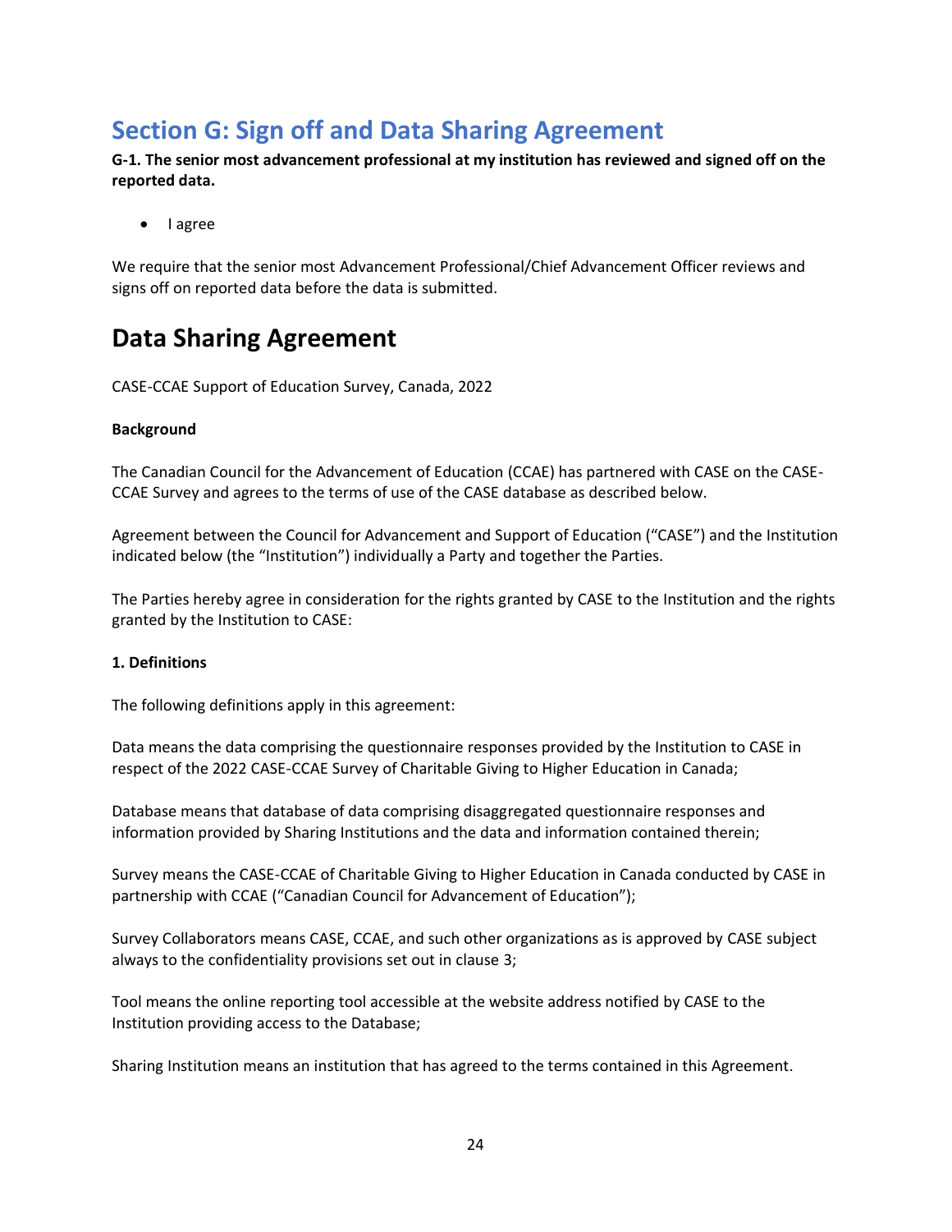## Section G: Sign off and Data Sharing Agreement

**G-1. The senior most advancement professional at my institution has reviewed and signed off on the reported data.**

- I agree

We require that the senior most Advancement Professional/Chief Advancement Officer reviews and signs off on reported data before the data is submitted.

# Data Sharing Agreement

CASE-CCAE Support of Education Survey, Canada, 2022

**Background**

The Canadian Council for the Advancement of Education (CCAE) has partnered with CASE on the CASE-CCAE Survey and agrees to the terms of use of the CASE database as described below.

Agreement between the Council for Advancement and Support of Education ("CASE") and the Institution indicated below (the "Institution") individually a Party and together the Parties.

The Parties hereby agree in consideration for the rights granted by CASE to the Institution and the rights granted by the Institution to CASE:

**1. Definitions**

The following definitions apply in this agreement:

Data means the data comprising the questionnaire responses provided by the Institution to CASE in respect of the 2022 CASE-CCAE Survey of Charitable Giving to Higher Education in Canada;

Database means that database of data comprising disaggregated questionnaire responses and information provided by Sharing Institutions and the data and information contained therein;

Survey means the CASE-CCAE of Charitable Giving to Higher Education in Canada conducted by CASE in partnership with CCAE ("Canadian Council for Advancement of Education");

Survey Collaborators means CASE, CCAE, and such other organizations as is approved by CASE subject always to the confidentiality provisions set out in clause 3;

Tool means the online reporting tool accessible at the website address notified by CASE to the Institution providing access to the Database;

Sharing Institution means an institution that has agreed to the terms contained in this Agreement.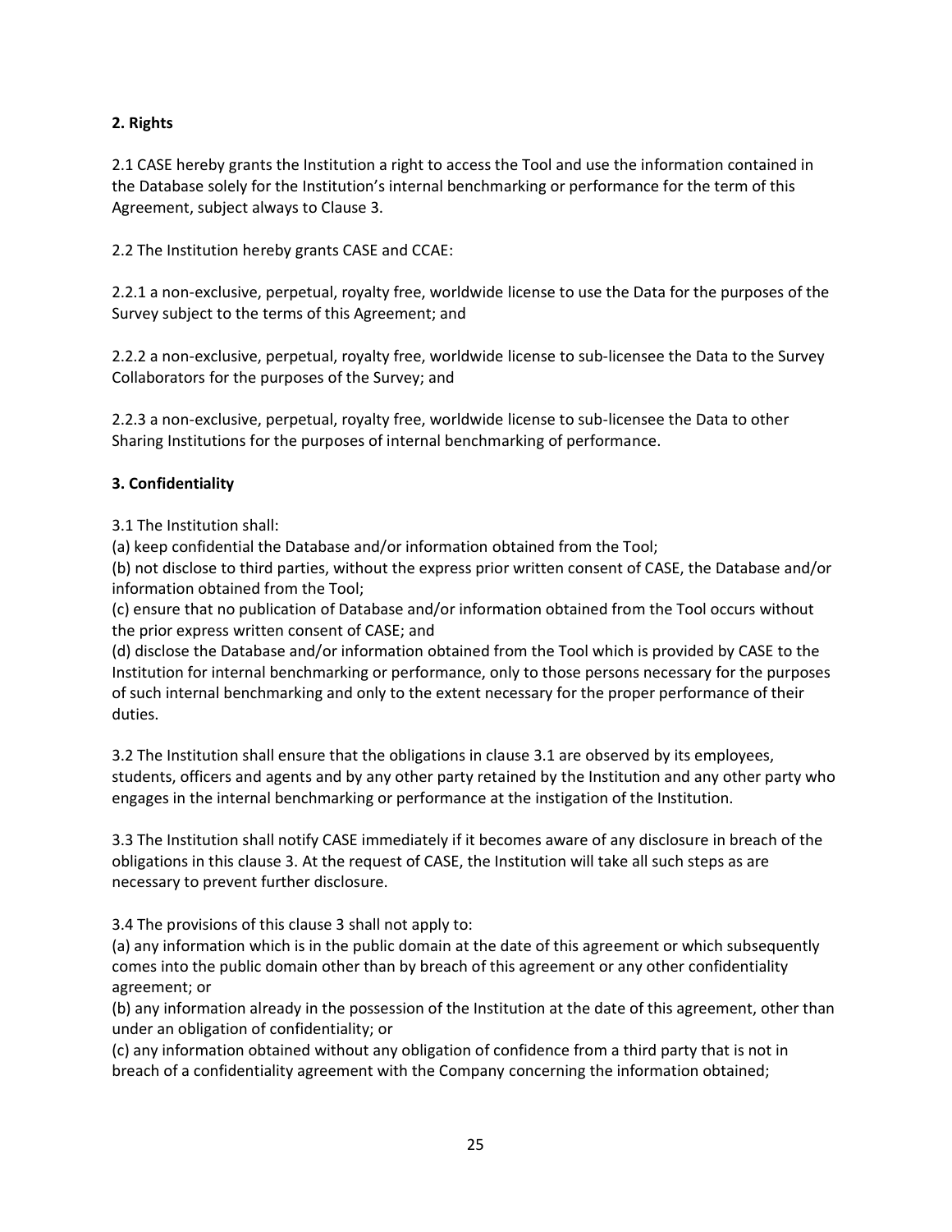**2. Rights**

2.1 CASE hereby grants the Institution a right to access the Tool and use the information contained in the Database solely for the Institution's internal benchmarking or performance for the term of this Agreement, subject always to Clause 3.

2.2 The Institution hereby grants CASE and CCAE:

2.2.1 a non-exclusive, perpetual, royalty free, worldwide license to use the Data for the purposes of the Survey subject to the terms of this Agreement; and

2.2.2 a non-exclusive, perpetual, royalty free, worldwide license to sub-licensee the Data to the Survey Collaborators for the purposes of the Survey; and

2.2.3 a non-exclusive, perpetual, royalty free, worldwide license to sub-licensee the Data to other Sharing Institutions for the purposes of internal benchmarking of performance.

**3. Confidentiality**

3.1 The Institution shall:
(a) keep confidential the Database and/or information obtained from the Tool;
(b) not disclose to third parties, without the express prior written consent of CASE, the Database and/or information obtained from the Tool;
(c) ensure that no publication of Database and/or information obtained from the Tool occurs without the prior express written consent of CASE; and
(d) disclose the Database and/or information obtained from the Tool which is provided by CASE to the Institution for internal benchmarking or performance, only to those persons necessary for the purposes of such internal benchmarking and only to the extent necessary for the proper performance of their duties.

3.2 The Institution shall ensure that the obligations in clause 3.1 are observed by its employees, students, officers and agents and by any other party retained by the Institution and any other party who engages in the internal benchmarking or performance at the instigation of the Institution.

3.3 The Institution shall notify CASE immediately if it becomes aware of any disclosure in breach of the obligations in this clause 3. At the request of CASE, the Institution will take all such steps as are necessary to prevent further disclosure.

3.4 The provisions of this clause 3 shall not apply to:
(a) any information which is in the public domain at the date of this agreement or which subsequently comes into the public domain other than by breach of this agreement or any other confidentiality agreement; or
(b) any information already in the possession of the Institution at the date of this agreement, other than under an obligation of confidentiality; or
(c) any information obtained without any obligation of confidence from a third party that is not in breach of a confidentiality agreement with the Company concerning the information obtained;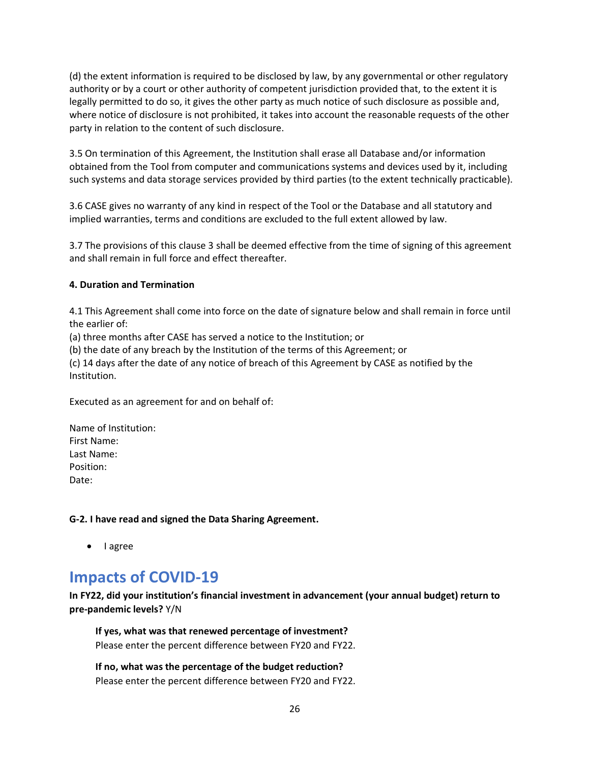(d) the extent information is required to be disclosed by law, by any governmental or other regulatory authority or by a court or other authority of competent jurisdiction provided that, to the extent it is legally permitted to do so, it gives the other party as much notice of such disclosure as possible and, where notice of disclosure is not prohibited, it takes into account the reasonable requests of the other party in relation to the content of such disclosure.

3.5 On termination of this Agreement, the Institution shall erase all Database and/or information obtained from the Tool from computer and communications systems and devices used by it, including such systems and data storage services provided by third parties (to the extent technically practicable).

3.6 CASE gives no warranty of any kind in respect of the Tool or the Database and all statutory and implied warranties, terms and conditions are excluded to the full extent allowed by law.

3.7 The provisions of this clause 3 shall be deemed effective from the time of signing of this agreement and shall remain in full force and effect thereafter.

**4. Duration and Termination**

4.1 This Agreement shall come into force on the date of signature below and shall remain in force until the earlier of:
(a) three months after CASE has served a notice to the Institution; or
(b) the date of any breach by the Institution of the terms of this Agreement; or
(c) 14 days after the date of any notice of breach of this Agreement by CASE as notified by the Institution.

Executed as an agreement for and on behalf of:

Name of Institution:
First Name:
Last Name:
Position:
Date:

**G-2. I have read and signed the Data Sharing Agreement.**

- I agree

## Impacts of COVID-19

**In FY22, did your institution's financial investment in advancement (your annual budget) return to pre-pandemic levels?** Y/N

**If yes, what was that renewed percentage of investment?**
Please enter the percent difference between FY20 and FY22.

**If no, what was the percentage of the budget reduction?**
Please enter the percent difference between FY20 and FY22.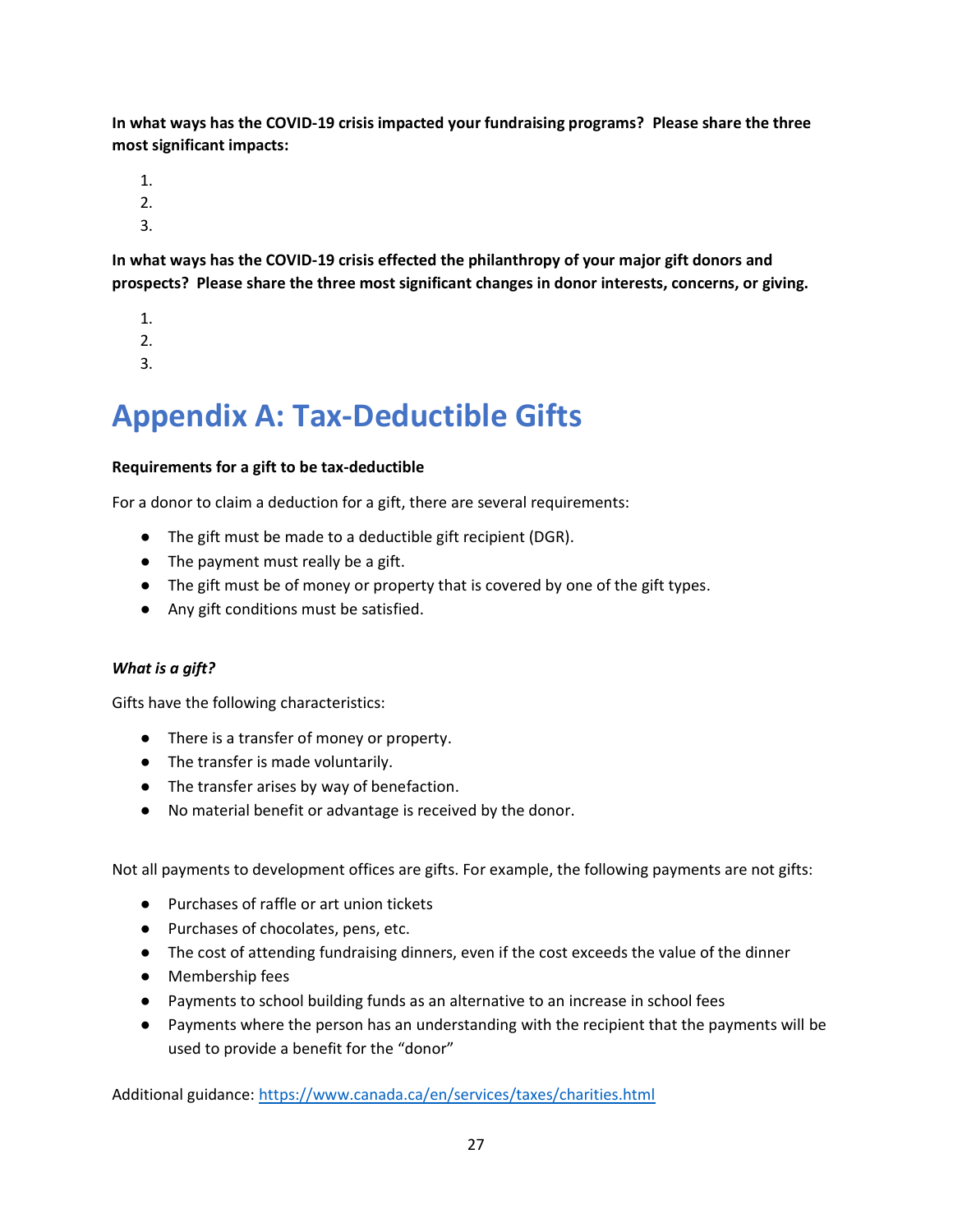**In what ways has the COVID-19 crisis impacted your fundraising programs? Please share the three most significant impacts:**

1. 
2. 
3. 

**In what ways has the COVID-19 crisis effected the philanthropy of your major gift donors and prospects? Please share the three most significant changes in donor interests, concerns, or giving.**

1. 
2. 
3. 

# Appendix A: Tax-Deductible Gifts

**Requirements for a gift to be tax-deductible**

For a donor to claim a deduction for a gift, there are several requirements:

- The gift must be made to a deductible gift recipient (DGR).
- The payment must really be a gift.
- The gift must be of money or property that is covered by one of the gift types.
- Any gift conditions must be satisfied.

***What is a gift?***

Gifts have the following characteristics:

- There is a transfer of money or property.
- The transfer is made voluntarily.
- The transfer arises by way of benefaction.
- No material benefit or advantage is received by the donor.

Not all payments to development offices are gifts. For example, the following payments are not gifts:

- Purchases of raffle or art union tickets
- Purchases of chocolates, pens, etc.
- The cost of attending fundraising dinners, even if the cost exceeds the value of the dinner
- Membership fees
- Payments to school building funds as an alternative to an increase in school fees
- Payments where the person has an understanding with the recipient that the payments will be used to provide a benefit for the "donor"

Additional guidance: https://www.canada.ca/en/services/taxes/charities.html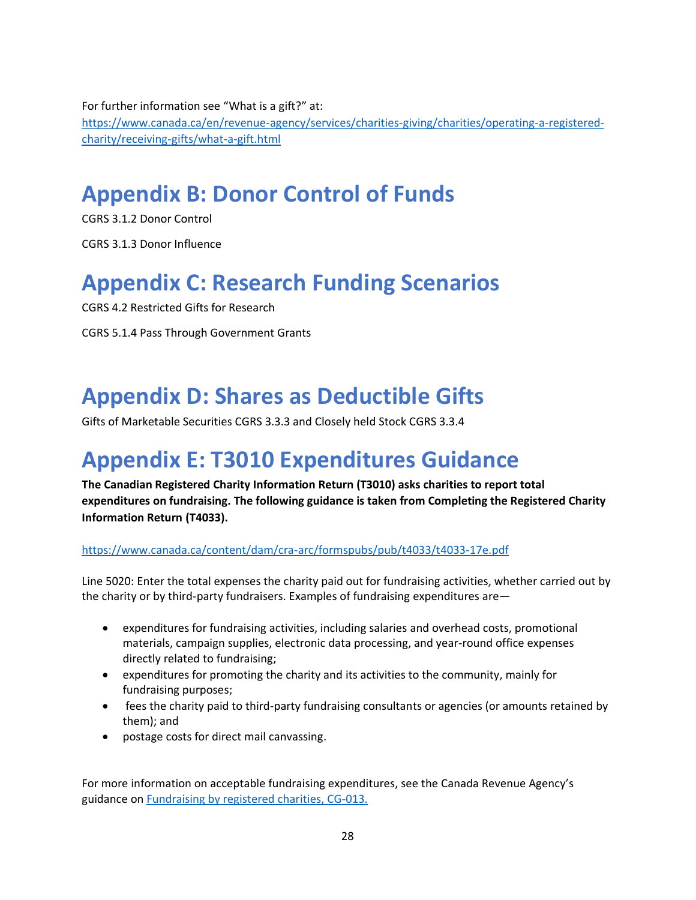For further information see “What is a gift?” at:
[https://www.canada.ca/en/revenue-agency/services/charities-giving/charities/operating-a-registered-charity/receiving-gifts/what-a-gift.html](https://www.canada.ca/en/revenue-agency/services/charities-giving/charities/operating-a-registered-charity/receiving-gifts/what-a-gift.html)

# Appendix B: Donor Control of Funds

CGRS 3.1.2 Donor Control

CGRS 3.1.3 Donor Influence

# Appendix C: Research Funding Scenarios

CGRS 4.2 Restricted Gifts for Research

CGRS 5.1.4 Pass Through Government Grants

# Appendix D: Shares as Deductible Gifts

Gifts of Marketable Securities CGRS 3.3.3 and Closely held Stock CGRS 3.3.4

# Appendix E: T3010 Expenditures Guidance

**The Canadian Registered Charity Information Return (T3010) asks charities to report total expenditures on fundraising. The following guidance is taken from Completing the Registered Charity Information Return (T4033).**

[https://www.canada.ca/content/dam/cra-arc/formspubs/pub/t4033/t4033-17e.pdf](https://www.canada.ca/content/dam/cra-arc/formspubs/pub/t4033/t4033-17e.pdf)

Line 5020: Enter the total expenses the charity paid out for fundraising activities, whether carried out by the charity or by third-party fundraisers. Examples of fundraising expenditures are—

- expenditures for fundraising activities, including salaries and overhead costs, promotional materials, campaign supplies, electronic data processing, and year-round office expenses directly related to fundraising;
- expenditures for promoting the charity and its activities to the community, mainly for fundraising purposes;
- fees the charity paid to third-party fundraising consultants or agencies (or amounts retained by them); and
- postage costs for direct mail canvassing.

For more information on acceptable fundraising expenditures, see the Canada Revenue Agency’s guidance on Fundraising by registered charities, CG-013.